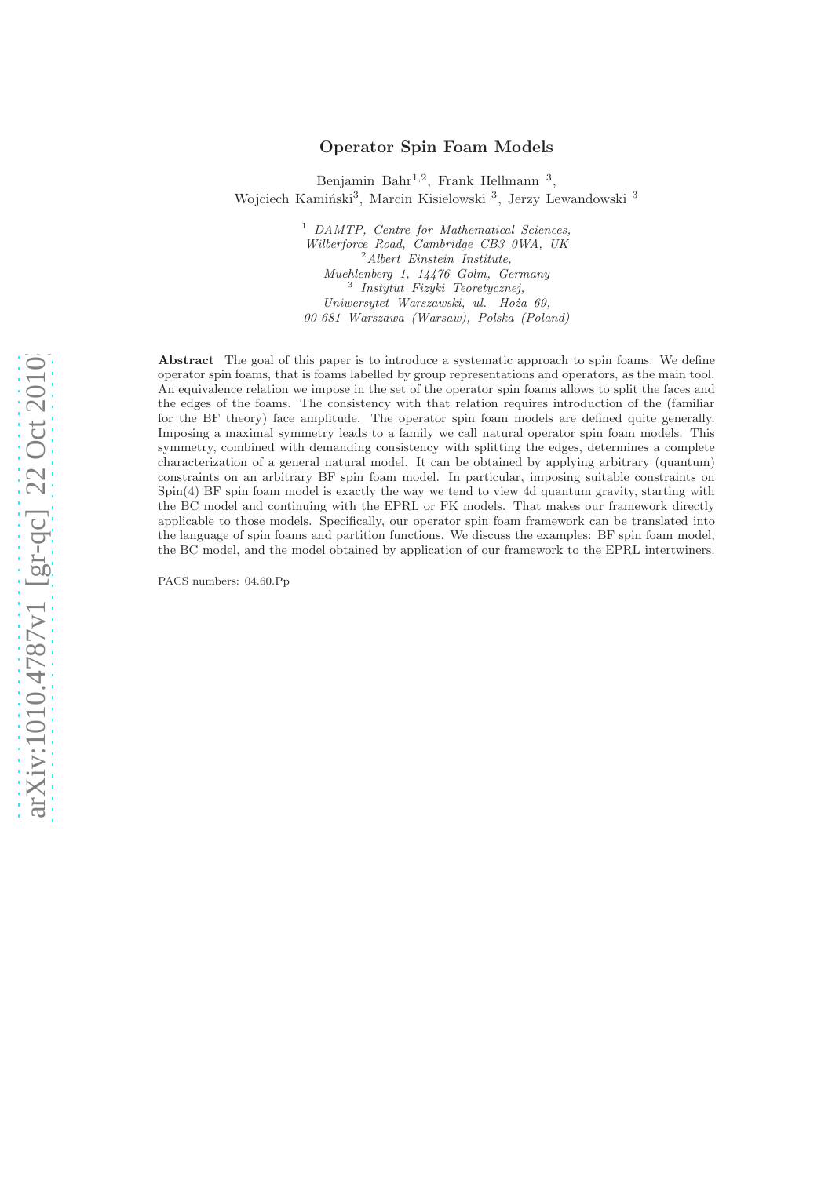# Operator Spin Foam Models

Benjamin Bahr[1,2], Frank Hellmann [3],
Wojciech Kamiński[3], Marcin Kisielowski [3], Jerzy Lewandowski [3]

[1] *DAMTP, Centre for Mathematical Sciences,*
*Wilberforce Road, Cambridge CB3 0WA, UK*
[2] *Albert Einstein Institute,*
*Muehlenberg 1, 14476 Golm, Germany*
[3] *Instytut Fizyki Teoretycznej,*
*Uniwersytet Warszawski, ul. Hoża 69,*
*00-681 Warszawa (Warsaw), Polska (Poland)*

**Abstract** The goal of this paper is to introduce a systematic approach to spin foams. We define operator spin foams, that is foams labelled by group representations and operators, as the main tool. An equivalence relation we impose in the set of the operator spin foams allows to split the faces and the edges of the foams. The consistency with that relation requires introduction of the (familiar for the BF theory) face amplitude. The operator spin foam models are defined quite generally. Imposing a maximal symmetry leads to a family we call natural operator spin foam models. This symmetry, combined with demanding consistency with splitting the edges, determines a complete characterization of a general natural model. It can be obtained by applying arbitrary (quantum) constraints on an arbitrary BF spin foam model. In particular, imposing suitable constraints on Spin(4) BF spin foam model is exactly the way we tend to view 4d quantum gravity, starting with the BC model and continuing with the EPRL or FK models. That makes our framework directly applicable to those models. Specifically, our operator spin foam framework can be translated into the language of spin foams and partition functions. We discuss the examples: BF spin foam model, the BC model, and the model obtained by application of our framework to the EPRL intertwiners.

PACS numbers: 04.60.Pp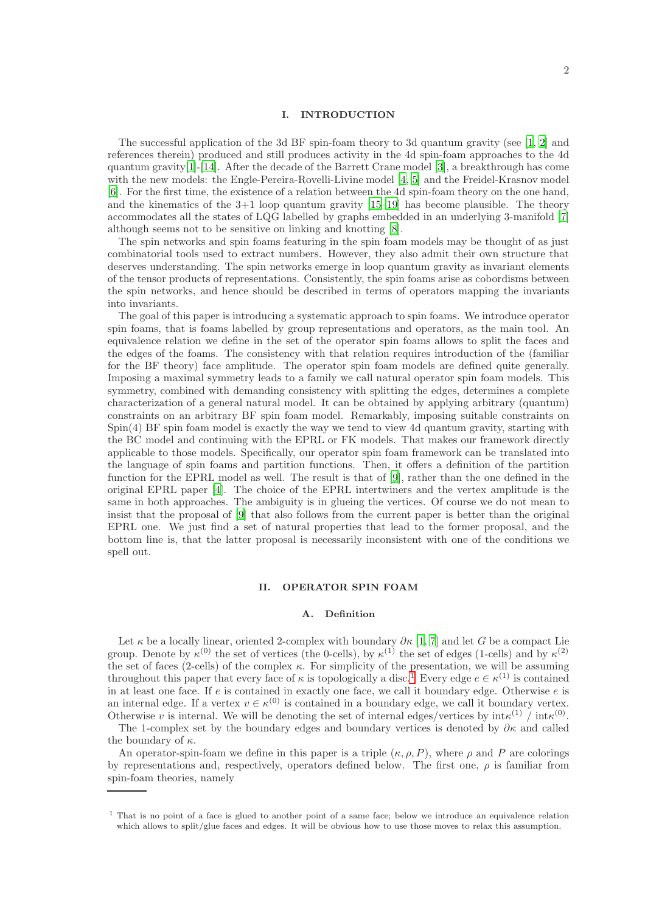## I. INTRODUCTION

The successful application of the 3d BF spin-foam theory to 3d quantum gravity (see [1, 2] and references therein) produced and still produces activity in the 4d spin-foam approaches to the 4d quantum gravity[1]-[14]. After the decade of the Barrett Crane model [3], a breakthrough has come with the new models: the Engle-Pereira-Rovelli-Livine model [4, 5] and the Freidel-Krasnov model [6]. For the first time, the existence of a relation between the 4d spin-foam theory on the one hand, and the kinematics of the 3+1 loop quantum gravity [15–19] has become plausible. The theory accommodates all the states of LQG labelled by graphs embedded in an underlying 3-manifold [7] although seems not to be sensitive on linking and knotting [8].

The spin networks and spin foams featuring in the spin foam models may be thought of as just combinatorial tools used to extract numbers. However, they also admit their own structure that deserves understanding. The spin networks emerge in loop quantum gravity as invariant elements of the tensor products of representations. Consistently, the spin foams arise as cobordisms between the spin networks, and hence should be described in terms of operators mapping the invariants into invariants.

The goal of this paper is introducing a systematic approach to spin foams. We introduce operator spin foams, that is foams labelled by group representations and operators, as the main tool. An equivalence relation we define in the set of the operator spin foams allows to split the faces and the edges of the foams. The consistency with that relation requires introduction of the (familiar for the BF theory) face amplitude. The operator spin foam models are defined quite generally. Imposing a maximal symmetry leads to a family we call natural operator spin foam models. This symmetry, combined with demanding consistency with splitting the edges, determines a complete characterization of a general natural model. It can be obtained by applying arbitrary (quantum) constraints on an arbitrary BF spin foam model. Remarkably, imposing suitable constraints on Spin(4) BF spin foam model is exactly the way we tend to view 4d quantum gravity, starting with the BC model and continuing with the EPRL or FK models. That makes our framework directly applicable to those models. Specifically, our operator spin foam framework can be translated into the language of spin foams and partition functions. Then, it offers a definition of the partition function for the EPRL model as well. The result is that of [9], rather than the one defined in the original EPRL paper [4]. The choice of the EPRL intertwiners and the vertex amplitude is the same in both approaches. The ambiguity is in glueing the vertices. Of course we do not mean to insist that the proposal of [9] that also follows from the current paper is better than the original EPRL one. We just find a set of natural properties that lead to the former proposal, and the bottom line is, that the latter proposal is necessarily inconsistent with one of the conditions we spell out.

## II. OPERATOR SPIN FOAM

### A. Definition

Let $\kappa$ be a locally linear, oriented 2-complex with boundary $\partial\kappa$ [1, 7] and let $G$ be a compact Lie group. Denote by $\kappa^{(0)}$ the set of vertices (the 0-cells), by $\kappa^{(1)}$ the set of edges (1-cells) and by $\kappa^{(2)}$ the set of faces (2-cells) of the complex $\kappa$. For simplicity of the presentation, we will be assuming throughout this paper that every face of $\kappa$ is topologically a disc.[1] Every edge $e \in \kappa^{(1)}$ is contained in at least one face. If $e$ is contained in exactly one face, we call it boundary edge. Otherwise $e$ is an internal edge. If a vertex $v \in \kappa^{(0)}$ is contained in a boundary edge, we call it boundary vertex. Otherwise $v$ is internal. We will be denoting the set of internal edges/vertices by $\mathrm{int}\kappa^{(1)}$ / $\mathrm{int}\kappa^{(0)}$.

The 1-complex set by the boundary edges and boundary vertices is denoted by $\partial\kappa$ and called the boundary of $\kappa$.

An operator-spin-foam we define in this paper is a triple $(\kappa, \rho, P)$, where $\rho$ and $P$ are colorings by representations and, respectively, operators defined below. The first one, $\rho$ is familiar from spin-foam theories, namely

[1] That is no point of a face is glued to another point of a same face; below we introduce an equivalence relation which allows to split/glue faces and edges. It will be obvious how to use those moves to relax this assumption.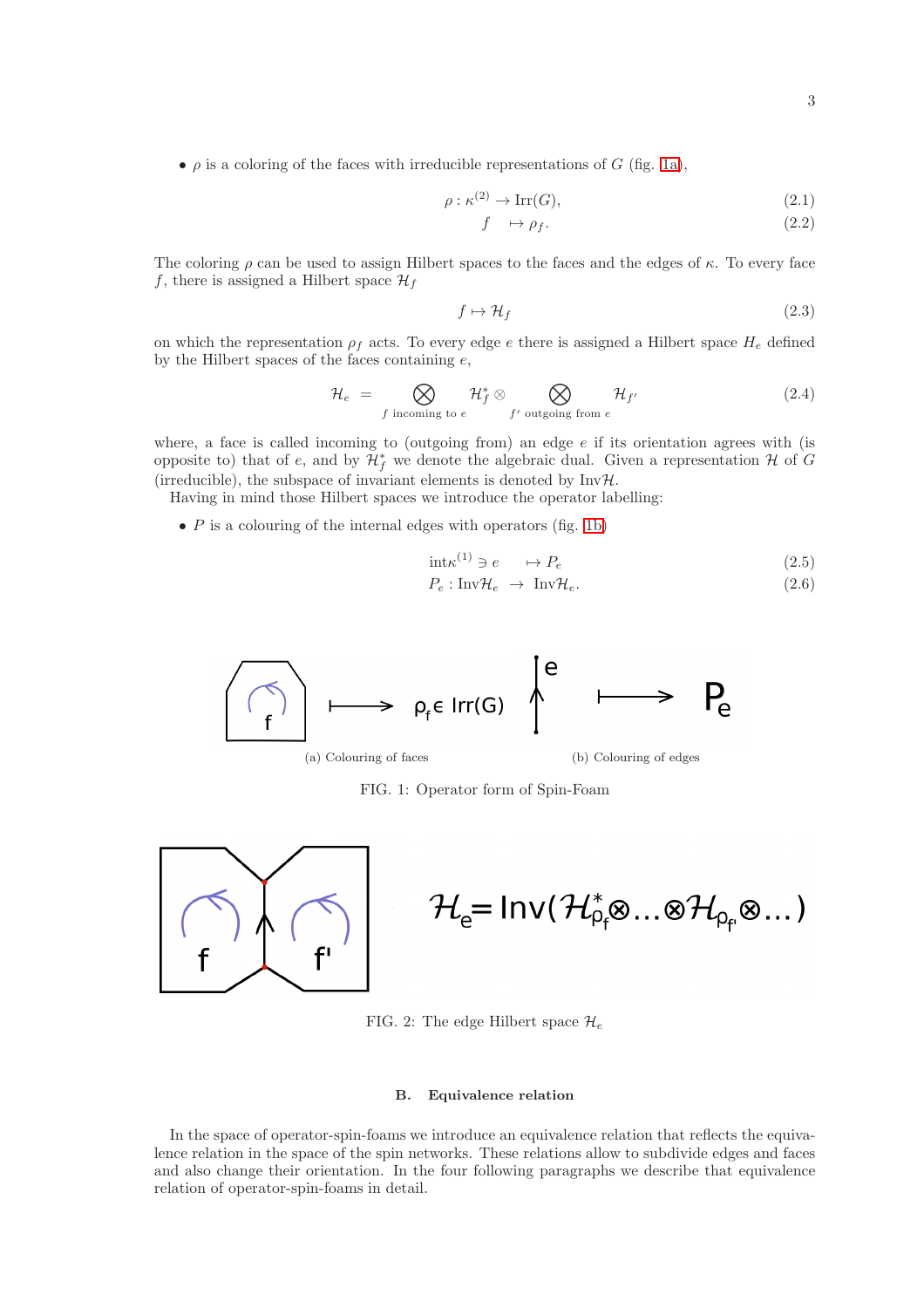- $\rho$ is a coloring of the faces with irreducible representations of $G$ (fig. 1a),

$$\rho : \kappa^{(2)} \to \mathrm{Irr}(G), \tag{2.1}$$
$$f \quad \mapsto \rho_f. \tag{2.2}$$

The coloring $\rho$ can be used to assign Hilbert spaces to the faces and the edges of $\kappa$. To every face $f$, there is assigned a Hilbert space $\mathcal{H}_f$

$$f \mapsto \mathcal{H}_f \tag{2.3}$$

on which the representation $\rho_f$ acts. To every edge $e$ there is assigned a Hilbert space $H_e$ defined by the Hilbert spaces of the faces containing $e$,

$$\mathcal{H}_e \;=\; \bigotimes_{f \text{ incoming to } e} \mathcal{H}_f^* \otimes \bigotimes_{f' \text{ outgoing from } e} \mathcal{H}_{f'} \tag{2.4}$$

where, a face is called incoming to (outgoing from) an edge $e$ if its orientation agrees with (is opposite to) that of $e$, and by $\mathcal{H}_f^*$ we denote the algebraic dual. Given a representation $\mathcal{H}$ of $G$ (irreducible), the subspace of invariant elements is denoted by $\mathrm{Inv}\mathcal{H}$.

Having in mind those Hilbert spaces we introduce the operator labelling:

- $P$ is a colouring of the internal edges with operators (fig. 1b)

$$\mathrm{int}\kappa^{(1)} \ni e \quad \mapsto P_e \tag{2.5}$$
$$P_e : \mathrm{Inv}\mathcal{H}_e \;\to\; \mathrm{Inv}\mathcal{H}_e. \tag{2.6}$$

f

$\rho_f \in \mathrm{Irr}(G)$

(a) Colouring of faces

e

$P_e$

(b) Colouring of edges

FIG. 1: Operator form of Spin-Foam

f

f'

$\mathcal{H}_e = \mathrm{Inv}(\mathcal{H}^*_{\rho_f} \otimes \ldots \otimes \mathcal{H}_{\rho_{f'}} \otimes \ldots)$

FIG. 2: The edge Hilbert space $\mathcal{H}_e$

### B. Equivalence relation

In the space of operator-spin-foams we introduce an equivalence relation that reflects the equivalence relation in the space of the spin networks. These relations allow to subdivide edges and faces and also change their orientation. In the four following paragraphs we describe that equivalence relation of operator-spin-foams in detail.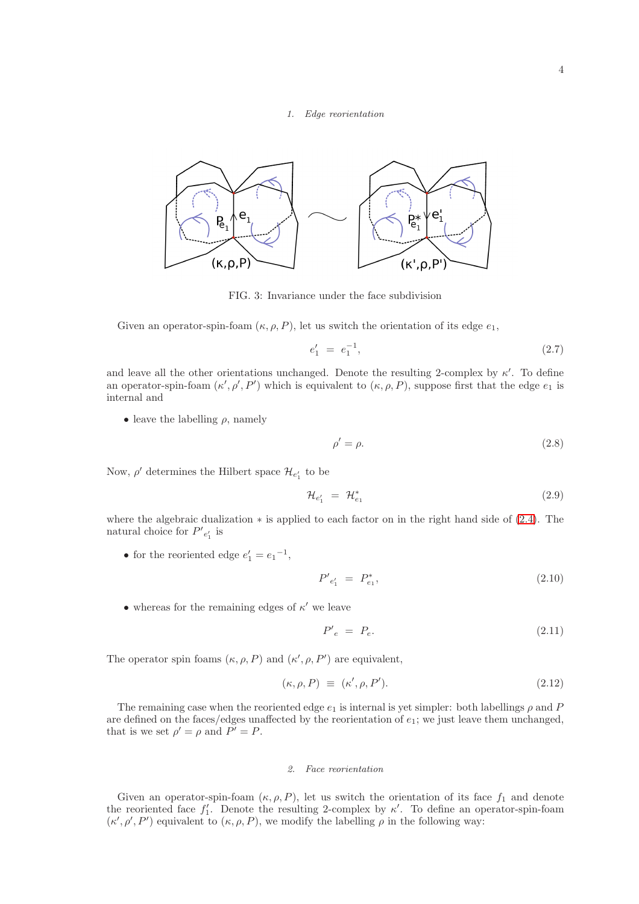### 1. Edge reorientation

(κ,ρ,P)

(κ',ρ,P')

FIG. 3: Invariance under the face subdivision

Given an operator-spin-foam $(\kappa, \rho, P)$, let us switch the orientation of its edge $e_1$,

$$e_1' \;=\; e_1^{-1}, \tag{2.7}$$

and leave all the other orientations unchanged. Denote the resulting 2-complex by $\kappa'$. To define an operator-spin-foam $(\kappa', \rho', P')$ which is equivalent to $(\kappa, \rho, P)$, suppose first that the edge $e_1$ is internal and

- leave the labelling $\rho$, namely

$$\rho' = \rho. \tag{2.8}$$

Now, $\rho'$ determines the Hilbert space $\mathcal{H}_{e_1'}$ to be

$$\mathcal{H}_{e_1'} \;=\; \mathcal{H}^*_{e_1} \tag{2.9}$$

where the algebraic dualization $*$ is applied to each factor on in the right hand side of (2.4). The natural choice for ${P'}_{e_1'}$ is

- for the reoriented edge $e_1' = {e_1}^{-1}$,

$${P'}_{e_1'} \;=\; P^*_{e_1}, \tag{2.10}$$

- whereas for the remaining edges of $\kappa'$ we leave

$${P'}_e \;=\; P_e. \tag{2.11}$$

The operator spin foams $(\kappa, \rho, P)$ and $(\kappa', \rho, P')$ are equivalent,

$$(\kappa, \rho, P) \;\equiv\; (\kappa', \rho, P'). \tag{2.12}$$

The remaining case when the reoriented edge $e_1$ is internal is yet simpler: both labellings $\rho$ and $P$ are defined on the faces/edges unaffected by the reorientation of $e_1$; we just leave them unchanged, that is we set $\rho' = \rho$ and $P' = P$.

### 2. Face reorientation

Given an operator-spin-foam $(\kappa, \rho, P)$, let us switch the orientation of its face $f_1$ and denote the reoriented face $f_1'$. Denote the resulting 2-complex by $\kappa'$. To define an operator-spin-foam $(\kappa', \rho', P')$ equivalent to $(\kappa, \rho, P)$, we modify the labelling $\rho$ in the following way: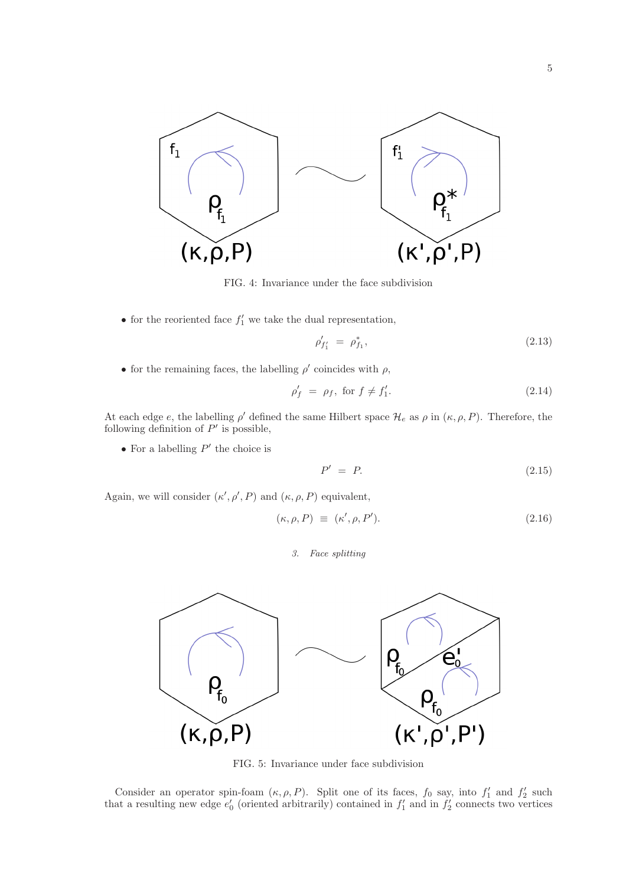(κ,ρ,P)

(κ',ρ',P)

FIG. 4: Invariance under the face subdivision

- for the reoriented face $f_1'$ we take the dual representation,

$$\rho'_{f_1'} \;=\; \rho^*_{f_1}, \tag{2.13}$$

- for the remaining faces, the labelling $\rho'$ coincides with $\rho$,

$$\rho'_f \;=\; \rho_f, \text{ for } f \neq f_1'. \tag{2.14}$$

At each edge $e$, the labelling $\rho'$ defined the same Hilbert space $\mathcal{H}_e$ as $\rho$ in $(\kappa, \rho, P)$. Therefore, the following definition of $P'$ is possible,

- For a labelling $P'$ the choice is

$$P' \;=\; P. \tag{2.15}$$

Again, we will consider $(\kappa', \rho', P)$ and $(\kappa, \rho, P)$ equivalent,

$$(\kappa, \rho, P) \;\equiv\; (\kappa', \rho, P'). \tag{2.16}$$

### 3. *Face splitting*

(κ,ρ,P)

(κ',ρ',P')

FIG. 5: Invariance under face subdivision

Consider an operator spin-foam $(\kappa, \rho, P)$. Split one of its faces, $f_0$ say, into $f_1'$ and $f_2'$ such that a resulting new edge $e_0'$ (oriented arbitrarily) contained in $f_1'$ and in $f_2'$ connects two vertices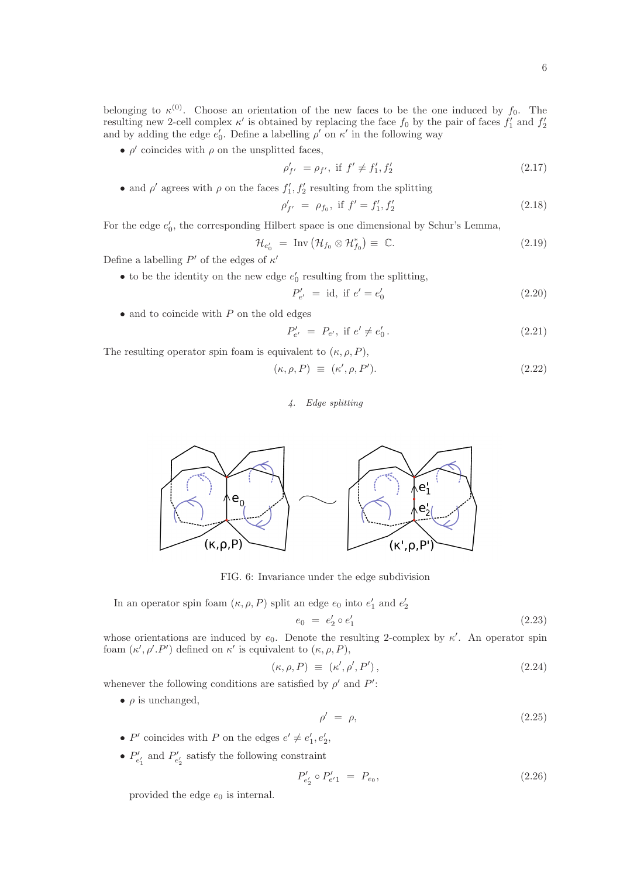belonging to $\kappa^{(0)}$. Choose an orientation of the new faces to be the one induced by $f_0$. The resulting new 2-cell complex $\kappa'$ is obtained by replacing the face $f_0$ by the pair of faces $f_1'$ and $f_2'$ and by adding the edge $e_0'$. Define a labelling $\rho'$ on $\kappa'$ in the following way

- $\rho'$ coincides with $\rho$ on the unsplitted faces,

$$\rho'_{f'} \;= \rho_{f'}, \text{ if } f' \neq f_1', f_2' \tag{2.17}$$

- and $\rho'$ agrees with $\rho$ on the faces $f_1', f_2'$ resulting from the splitting

$$\rho'_{f'} \;=\; \rho_{f_0}, \text{ if } f' = f_1', f_2' \tag{2.18}$$

For the edge $e_0'$, the corresponding Hilbert space is one dimensional by Schur's Lemma,

$$\mathcal{H}_{e_0'} \;=\; \mathrm{Inv}\left(\mathcal{H}_{f_0} \otimes \mathcal{H}^*_{f_0}\right) \equiv \mathbb{C}. \tag{2.19}$$

Define a labelling $P'$ of the edges of $\kappa'$

- to be the identity on the new edge $e_0'$ resulting from the splitting,

$$P'_{e'} \;=\; \mathrm{id}, \text{ if } e' = e_0' \tag{2.20}$$

- and to coincide with $P$ on the old edges

$$P'_{e'} \;=\; P_{e'}, \text{ if } e' \neq e_0'. \tag{2.21}$$

The resulting operator spin foam is equivalent to $(\kappa, \rho, P)$,

$$(\kappa, \rho, P) \;\equiv\; (\kappa', \rho, P'). \tag{2.22}$$

*4. Edge splitting*

(κ,ρ,P)

$e_0$

$e_1'$

$e_2'$

(κ',ρ,P')

FIG. 6: Invariance under the edge subdivision

In an operator spin foam $(\kappa, \rho, P)$ split an edge $e_0$ into $e_1'$ and $e_2'$

$$e_0 \;=\; e_2' \circ e_1' \tag{2.23}$$

whose orientations are induced by $e_0$. Denote the resulting 2-complex by $\kappa'$. An operator spin foam $(\kappa', \rho'.P')$ defined on $\kappa'$ is equivalent to $(\kappa, \rho, P)$,

$$(\kappa, \rho, P) \;\equiv\; (\kappa', \rho', P')\,, \tag{2.24}$$

whenever the following conditions are satisfied by $\rho'$ and $P'$:

- $\rho$ is unchanged,

$$\rho' \;=\; \rho, \tag{2.25}$$

- $P'$ coincides with $P$ on the edges $e' \neq e_1', e_2'$,
- $P'_{e_1'}$ and $P'_{e_2'}$ satisfy the following constraint

$$P'_{e_2'} \circ P'_{e'1} \;=\; P_{e_0}, \tag{2.26}$$

provided the edge $e_0$ is internal.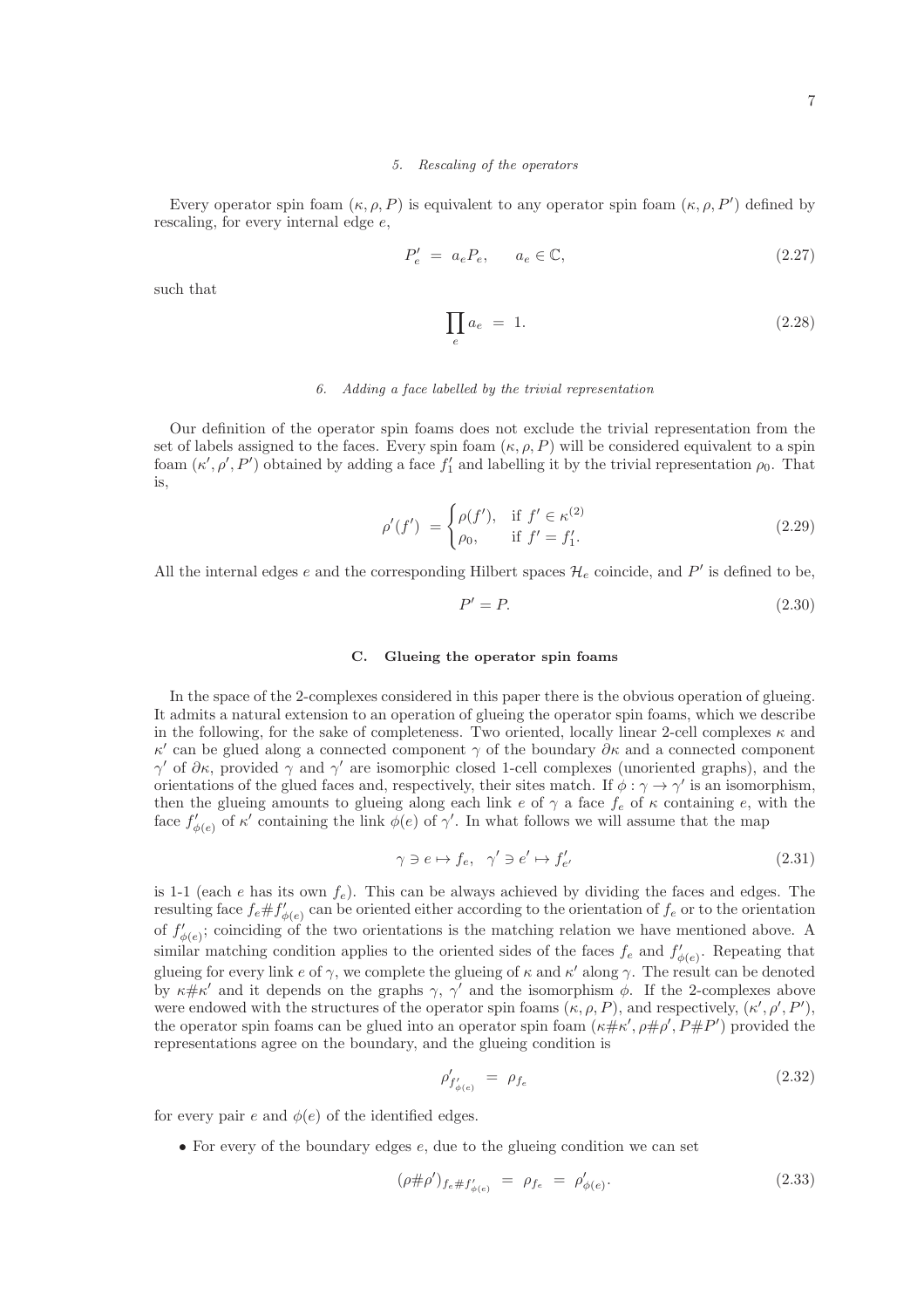#### 5. Rescaling of the operators

Every operator spin foam $(\kappa, \rho, P)$ is equivalent to any operator spin foam $(\kappa, \rho, P')$ defined by rescaling, for every internal edge $e$,

$$P'_e \;=\; a_e P_e, \qquad a_e \in \mathbb{C}, \tag{2.27}$$

such that

$$\prod_e a_e \;=\; 1. \tag{2.28}$$

#### 6. Adding a face labelled by the trivial representation

Our definition of the operator spin foams does not exclude the trivial representation from the set of labels assigned to the faces. Every spin foam $(\kappa, \rho, P)$ will be considered equivalent to a spin foam $(\kappa', \rho', P')$ obtained by adding a face $f'_1$ and labelling it by the trivial representation $\rho_0$. That is,

$$\rho'(f') \;= \begin{cases} \rho(f'), & \text{if } f' \in \kappa^{(2)} \\ \rho_0, & \text{if } f' = f'_1. \end{cases} \tag{2.29}$$

All the internal edges $e$ and the corresponding Hilbert spaces $\mathcal{H}_e$ coincide, and $P'$ is defined to be,

$$P' = P. \tag{2.30}$$

### C. Glueing the operator spin foams

In the space of the 2-complexes considered in this paper there is the obvious operation of glueing. It admits a natural extension to an operation of glueing the operator spin foams, which we describe in the following, for the sake of completeness. Two oriented, locally linear 2-cell complexes $\kappa$ and $\kappa'$ can be glued along a connected component $\gamma$ of the boundary $\partial\kappa$ and a connected component $\gamma'$ of $\partial\kappa$, provided $\gamma$ and $\gamma'$ are isomorphic closed 1-cell complexes (unoriented graphs), and the orientations of the glued faces and, respectively, their sites match. If $\phi : \gamma \to \gamma'$ is an isomorphism, then the glueing amounts to glueing along each link $e$ of $\gamma$ a face $f_e$ of $\kappa$ containing $e$, with the face $f'_{\phi(e)}$ of $\kappa'$ containing the link $\phi(e)$ of $\gamma'$. In what follows we will assume that the map

$$\gamma \ni e \mapsto f_e, \quad \gamma' \ni e' \mapsto f'_{e'} \tag{2.31}$$

is 1-1 (each $e$ has its own $f_e$). This can be always achieved by dividing the faces and edges. The resulting face $f_e \# f'_{\phi(e)}$ can be oriented either according to the orientation of $f_e$ or to the orientation of $f'_{\phi(e)}$; coinciding of the two orientations is the matching relation we have mentioned above. A similar matching condition applies to the oriented sides of the faces $f_e$ and $f'_{\phi(e)}$. Repeating that glueing for every link $e$ of $\gamma$, we complete the glueing of $\kappa$ and $\kappa'$ along $\gamma$. The result can be denoted by $\kappa\#\kappa'$ and it depends on the graphs $\gamma$, $\gamma'$ and the isomorphism $\phi$. If the 2-complexes above were endowed with the structures of the operator spin foams $(\kappa, \rho, P)$, and respectively, $(\kappa', \rho', P')$, the operator spin foams can be glued into an operator spin foam $(\kappa\#\kappa', \rho\#\rho', P\#P')$ provided the representations agree on the boundary, and the glueing condition is

$$\rho'_{f'_{\phi(e)}} \;=\; \rho_{f_e} \tag{2.32}$$

for every pair $e$ and $\phi(e)$ of the identified edges.

- For every of the boundary edges $e$, due to the glueing condition we can set

$$(\rho\#\rho')_{f_e \# f'_{\phi(e)}} \;=\; \rho_{f_e} \;=\; \rho'_{\phi(e)}. \tag{2.33}$$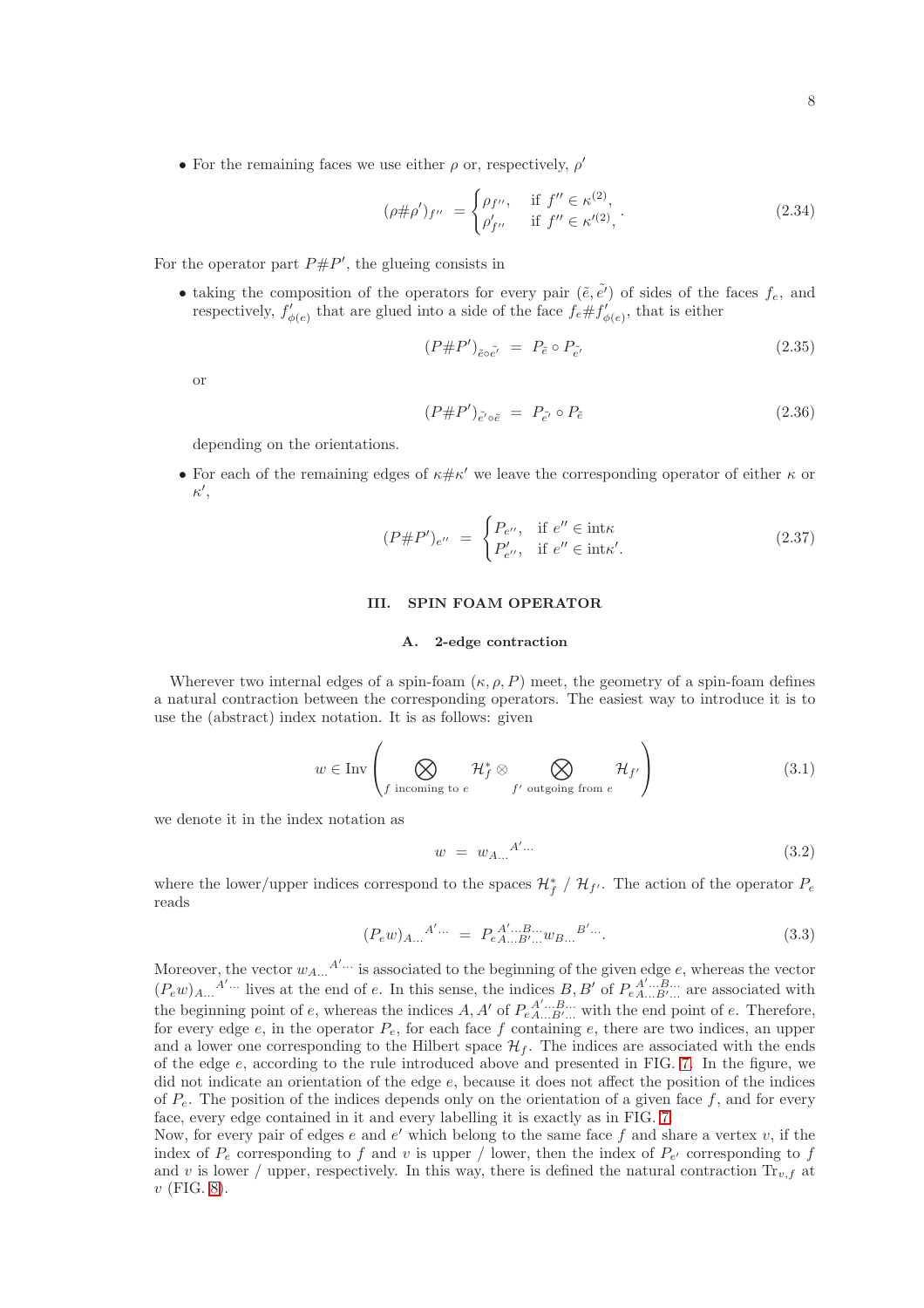- For the remaining faces we use either $\rho$ or, respectively, $\rho'$

$$(\rho\#\rho')_{f''} = \begin{cases} \rho_{f''}, & \text{if } f'' \in \kappa^{(2)}, \\ \rho'_{f''} & \text{if } f'' \in \kappa'^{(2)}, \end{cases}. \tag{2.34}$$

For the operator part $P\#P'$, the glueing consists in

- taking the composition of the operators for every pair $(\tilde{e}, \tilde{e'})$ of sides of the faces $f_e$, and respectively, $f'_{\phi(e)}$ that are glued into a side of the face $f_e\#f'_{\phi(e)}$, that is either

$$(P\#P')_{\tilde{e}\circ\tilde{e'}} = P_{\tilde{e}} \circ P_{\tilde{e'}} \tag{2.35}$$

or

$$(P\#P')_{\tilde{e'}\circ\tilde{e}} = P_{\tilde{e'}} \circ P_{\tilde{e}} \tag{2.36}$$

depending on the orientations.

- For each of the remaining edges of $\kappa\#\kappa'$ we leave the corresponding operator of either $\kappa$ or $\kappa'$,

$$(P\#P')_{e''} = \begin{cases} P_{e''}, & \text{if } e'' \in \text{int}\kappa \\ P'_{e''}, & \text{if } e'' \in \text{int}\kappa'. \end{cases} \tag{2.37}$$

## III. SPIN FOAM OPERATOR

### A. 2-edge contraction

Wherever two internal edges of a spin-foam $(\kappa, \rho, P)$ meet, the geometry of a spin-foam defines a natural contraction between the corresponding operators. The easiest way to introduce it is to use the (abstract) index notation. It is as follows: given

$$w \in \text{Inv}\left( \bigotimes_{f \text{ incoming to } e} \mathcal{H}_f^* \otimes \bigotimes_{f' \text{ outgoing from } e} \mathcal{H}_{f'} \right) \tag{3.1}$$

we denote it in the index notation as

$$w = w_{A\ldots}{}^{A'\cdots} \tag{3.2}$$

where the lower/upper indices correspond to the spaces $\mathcal{H}_f^*$ / $\mathcal{H}_{f'}$. The action of the operator $P_e$ reads

$$(P_e w)_{A\ldots}{}^{A'\cdots} = P_{e A\ldots B'\ldots}^{\;A'\ldots B\ldots} w_{B\ldots}{}^{B'\cdots}. \tag{3.3}$$

Moreover, the vector $w_{A\ldots}{}^{A'\cdots}$ is associated to the beginning of the given edge $e$, whereas the vector $(P_e w)_{A\ldots}{}^{A'\cdots}$ lives at the end of $e$. In this sense, the indices $B, B'$ of $P_{e A\ldots B'\ldots}^{\;A'\ldots B\ldots}$ are associated with the beginning point of $e$, whereas the indices $A, A'$ of $P_{e A\ldots B'\ldots}^{\;A'\ldots B\ldots}$ with the end point of $e$. Therefore, for every edge $e$, in the operator $P_e$, for each face $f$ containing $e$, there are two indices, an upper and a lower one corresponding to the Hilbert space $\mathcal{H}_f$. The indices are associated with the ends of the edge $e$, according to the rule introduced above and presented in FIG. 7. In the figure, we did not indicate an orientation of the edge $e$, because it does not affect the position of the indices of $P_e$. The position of the indices depends only on the orientation of a given face $f$, and for every face, every edge contained in it and every labelling it is exactly as in FIG. 7.

Now, for every pair of edges $e$ and $e'$ which belong to the same face $f$ and share a vertex $v$, if the index of $P_e$ corresponding to $f$ and $v$ is upper / lower, then the index of $P_{e'}$ corresponding to $f$ and $v$ is lower / upper, respectively. In this way, there is defined the natural contraction $\text{Tr}_{v,f}$ at $v$ (FIG. 8).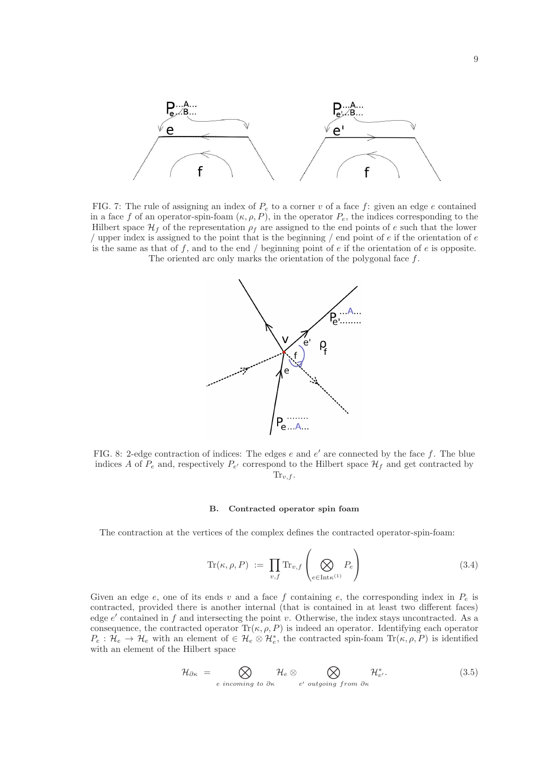FIG. 7: The rule of assigning an index of $P_e$ to a corner $v$ of a face $f$: given an edge $e$ contained in a face $f$ of an operator-spin-foam $(\kappa, \rho, P)$, in the operator $P_e$, the indices corresponding to the Hilbert space $\mathcal{H}_f$ of the representation $\rho_f$ are assigned to the end points of $e$ such that the lower / upper index is assigned to the point that is the beginning / end point of $e$ if the orientation of $e$ is the same as that of $f$, and to the end / beginning point of $e$ if the orientation of $e$ is opposite. The oriented arc only marks the orientation of the polygonal face $f$.

FIG. 8: 2-edge contraction of indices: The edges $e$ and $e'$ are connected by the face $f$. The blue indices $A$ of $P_e$ and, respectively $P_{e'}$ correspond to the Hilbert space $\mathcal{H}_f$ and get contracted by $\mathrm{Tr}_{v,f}$.

### B. Contracted operator spin foam

The contraction at the vertices of the complex defines the contracted operator-spin-foam:

$$\mathrm{Tr}(\kappa, \rho, P) \ := \ \prod_{v,f} \mathrm{Tr}_{v,f} \left( \bigotimes_{e \in \mathrm{Int}\kappa^{(1)}} P_e \right) \tag{3.4}$$

Given an edge $e$, one of its ends $v$ and a face $f$ containing $e$, the corresponding index in $P_e$ is contracted, provided there is another internal (that is contained in at least two different faces) edge $e'$ contained in $f$ and intersecting the point $v$. Otherwise, the index stays uncontracted. As a consequence, the contracted operator $\mathrm{Tr}(\kappa, \rho, P)$ is indeed an operator. Identifying each operator $P_e : \mathcal{H}_e \to \mathcal{H}_e$ with an element of $\in \mathcal{H}_e \otimes \mathcal{H}_e^*$, the contracted spin-foam $\mathrm{Tr}(\kappa, \rho, P)$ is identified with an element of the Hilbert space

$$\mathcal{H}_{\partial\kappa} \ = \bigotimes_{e \ \mathit{incoming\ to}\ \partial\kappa} \mathcal{H}_e \otimes \bigotimes_{e' \ \mathit{outgoing\ from}\ \partial\kappa} \mathcal{H}^*_{e'}. \tag{3.5}$$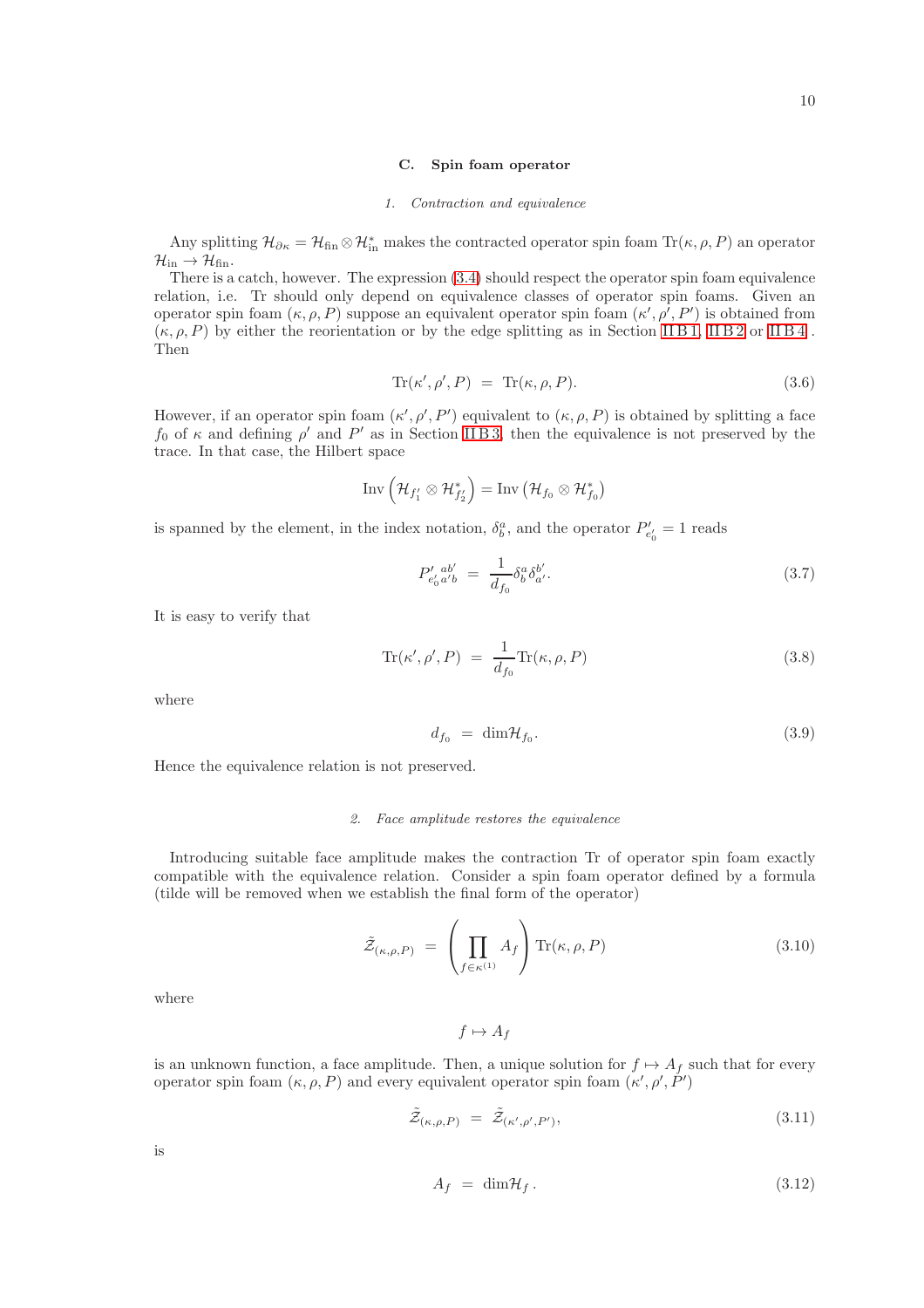### C. Spin foam operator

#### 1. Contraction and equivalence

Any splitting $\mathcal{H}_{\partial\kappa} = \mathcal{H}_{\rm fin} \otimes \mathcal{H}^*_{\rm in}$ makes the contracted operator spin foam $\mathrm{Tr}(\kappa, \rho, P)$ an operator $\mathcal{H}_{\rm in} \to \mathcal{H}_{\rm fin}$.

There is a catch, however. The expression (3.4) should respect the operator spin foam equivalence relation, i.e. Tr should only depend on equivalence classes of operator spin foams. Given an operator spin foam $(\kappa, \rho, P)$ suppose an equivalent operator spin foam $(\kappa', \rho', P')$ is obtained from $(\kappa, \rho, P)$ by either the reorientation or by the edge splitting as in Section II B 1, II B 2 or II B 4 . Then

$$\mathrm{Tr}(\kappa', \rho', P) \;=\; \mathrm{Tr}(\kappa, \rho, P). \tag{3.6}$$

However, if an operator spin foam $(\kappa', \rho', P')$ equivalent to $(\kappa, \rho, P)$ is obtained by splitting a face $f_0$ of $\kappa$ and defining $\rho'$ and $P'$ as in Section II B 3, then the equivalence is not preserved by the trace. In that case, the Hilbert space

$$\mathrm{Inv}\left(\mathcal{H}_{f_1'} \otimes \mathcal{H}^*_{f_2'}\right) = \mathrm{Inv}\left(\mathcal{H}_{f_0} \otimes \mathcal{H}^*_{f_0}\right)$$

is spanned by the element, in the index notation, $\delta^a_b$, and the operator $P'_{e_0'} = 1$ reads

$$P'_{e_0'}{}^{ab'}_{a'b} \;=\; \frac{1}{d_{f_0}} \delta^a_b \delta^{b'}_{a'}. \tag{3.7}$$

It is easy to verify that

$$\mathrm{Tr}(\kappa', \rho', P) \;=\; \frac{1}{d_{f_0}} \mathrm{Tr}(\kappa, \rho, P) \tag{3.8}$$

where

$$d_{f_0} \;=\; \dim \mathcal{H}_{f_0}. \tag{3.9}$$

Hence the equivalence relation is not preserved.

#### 2. Face amplitude restores the equivalence

Introducing suitable face amplitude makes the contraction Tr of operator spin foam exactly compatible with the equivalence relation. Consider a spin foam operator defined by a formula (tilde will be removed when we establish the final form of the operator)

$$\tilde{\mathcal{Z}}_{(\kappa,\rho,P)} \;=\; \left(\prod_{f\in\kappa^{(1)}} A_f\right) \mathrm{Tr}(\kappa, \rho, P) \tag{3.10}$$

where

$$f \mapsto A_f$$

is an unknown function, a face amplitude. Then, a unique solution for $f \mapsto A_f$ such that for every operator spin foam $(\kappa, \rho, P)$ and every equivalent operator spin foam $(\kappa', \rho', P')$

$$\tilde{\mathcal{Z}}_{(\kappa,\rho,P)} \;=\; \tilde{\mathcal{Z}}_{(\kappa',\rho',P')}, \tag{3.11}$$

is

$$A_f \;=\; \dim \mathcal{H}_f\,. \tag{3.12}$$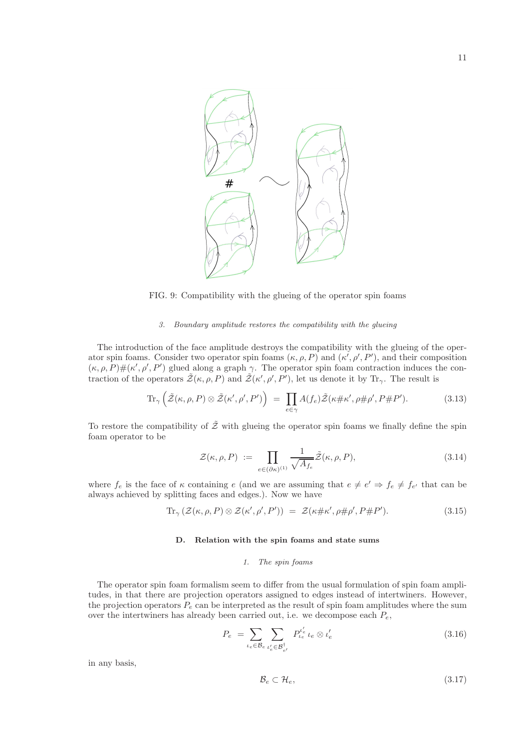FIG. 9: Compatibility with the glueing of the operator spin foams

#### 3. Boundary amplitude restores the compatibility with the glueing

The introduction of the face amplitude destroys the compatibility with the glueing of the operator spin foams. Consider two operator spin foams $(\kappa, \rho, P)$ and $(\kappa', \rho', P')$, and their composition $(\kappa, \rho, P)\#(\kappa', \rho', P')$ glued along a graph $\gamma$. The operator spin foam contraction induces the contraction of the operators $\tilde{\mathcal{Z}}(\kappa, \rho, P)$ and $\tilde{\mathcal{Z}}(\kappa', \rho', P')$, let us denote it by $\mathrm{Tr}_\gamma$. The result is

$$\mathrm{Tr}_\gamma\left(\tilde{\mathcal{Z}}(\kappa, \rho, P) \otimes \tilde{\mathcal{Z}}(\kappa', \rho', P')\right) \;=\; \prod_{e\in\gamma} A(f_e)\tilde{\mathcal{Z}}(\kappa\#\kappa', \rho\#\rho', P\#P'). \tag{3.13}$$

To restore the compatibility of $\tilde{\mathcal{Z}}$ with glueing the operator spin foams we finally define the spin foam operator to be

$$\mathcal{Z}(\kappa, \rho, P) \;:=\; \prod_{e\in(\partial\kappa)^{(1)}} \frac{1}{\sqrt{A_{f_e}}}\tilde{\mathcal{Z}}(\kappa, \rho, P), \tag{3.14}$$

where $f_e$ is the face of $\kappa$ containing $e$ (and we are assuming that $e \neq e' \Rightarrow f_e \neq f_{e'}$ that can be always achieved by splitting faces and edges.). Now we have

$$\mathrm{Tr}_\gamma\left(\mathcal{Z}(\kappa, \rho, P) \otimes \mathcal{Z}(\kappa', \rho', P')\right) \;=\; \mathcal{Z}(\kappa\#\kappa', \rho\#\rho', P\#P'). \tag{3.15}$$

### D. Relation with the spin foams and state sums

#### 1. The spin foams

The operator spin foam formalism seem to differ from the usual formulation of spin foam amplitudes, in that there are projection operators assigned to edges instead of intertwiners. However, the projection operators $P_e$ can be interpreted as the result of spin foam amplitudes where the sum over the intertwiners has already been carried out, i.e. we decompose each $P_e$,

$$P_e \;=\; \sum_{\iota_e\in\mathcal{B}_e}\sum_{\iota'_e\in\mathcal{B}^\dagger_{e'}} P^{\iota'_e}_{\iota_e}\,\iota_e \otimes \iota'_e \tag{3.16}$$

in any basis,

$$\mathcal{B}_e \subset \mathcal{H}_e, \tag{3.17}$$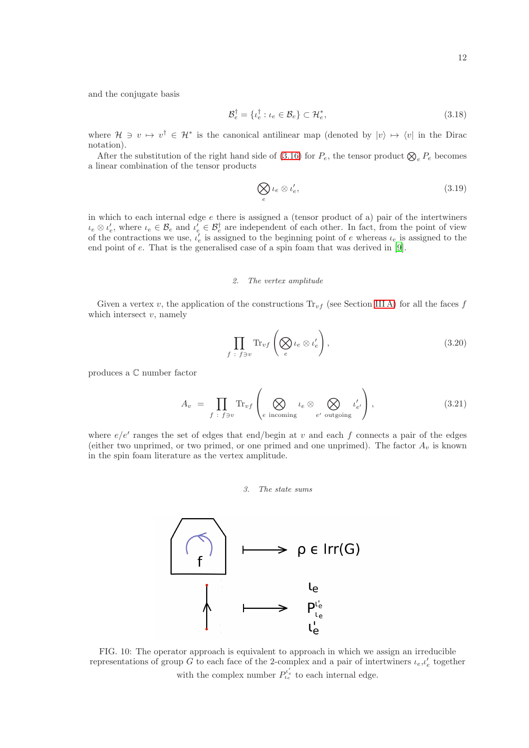and the conjugate basis

$$\mathcal{B}_e^\dagger = \{\iota_e^\dagger : \iota_e \in \mathcal{B}_e\} \subset \mathcal{H}_e^*, \tag{3.18}$$

where $\mathcal{H} \ni v \mapsto v^\dagger \in \mathcal{H}^*$ is the canonical antilinear map (denoted by $|v\rangle \mapsto \langle v|$ in the Dirac notation).

After the substitution of the right hand side of (3.16) for $P_e$, the tensor product $\bigotimes_e P_e$ becomes a linear combination of the tensor products

$$\bigotimes_e \iota_e \otimes \iota'_e, \tag{3.19}$$

in which to each internal edge $e$ there is assigned a (tensor product of a) pair of the intertwiners $\iota_e \otimes \iota'_e$, where $\iota_e \in \mathcal{B}_e$ and $\iota'_e \in \mathcal{B}_e^\dagger$ are independent of each other. In fact, from the point of view of the contractions we use, $\iota'_e$ is assigned to the beginning point of $e$ whereas $\iota_e$ is assigned to the end point of $e$. That is the generalised case of a spin foam that was derived in [9].

#### 2. The vertex amplitude

Given a vertex $v$, the application of the constructions $\mathrm{Tr}_{vf}$ (see Section III A) for all the faces $f$ which intersect $v$, namely

$$\prod_{f\ :\ f \ni v} \mathrm{Tr}_{vf}\left(\bigotimes_e \iota_e \otimes \iota'_e\right), \tag{3.20}$$

produces a $\mathbb{C}$ number factor

$$A_v \ = \ \prod_{f\ :\ f\ni v} \mathrm{Tr}_{vf}\left(\bigotimes_{e \text{ incoming}} \iota_e \otimes \bigotimes_{e' \text{ outgoing}} \iota'_{e'}\right), \tag{3.21}$$

where $e/e'$ ranges the set of edges that end/begin at $v$ and each $f$ connects a pair of the edges (either two unprimed, or two primed, or one primed and one unprimed). The factor $A_v$ is known in the spin foam literature as the vertex amplitude.

#### 3. The state sums

f

$\longmapsto$ ρ ∈ Irr(G)

$\longmapsto$ $\iota_e$, $P^{\iota'_e}_{\iota_e}$, $\iota'_e$

FIG. 10: The operator approach is equivalent to approach in which we assign an irreducible representations of group $G$ to each face of the 2-complex and a pair of intertwiners $\iota_e$,$\iota'_e$ together with the complex number $P^{\iota'_e}_{\iota_e}$ to each internal edge.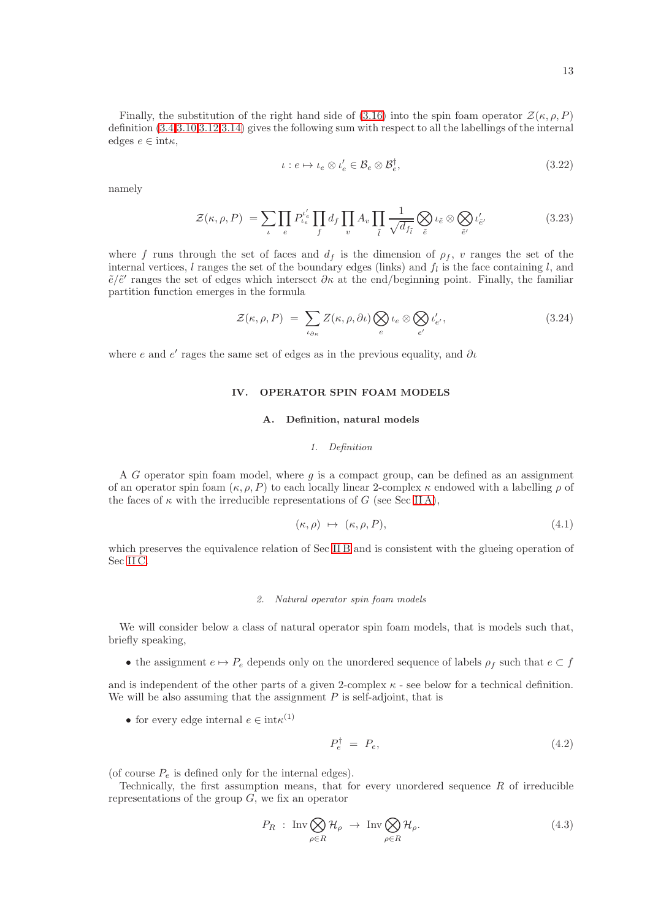Finally, the substitution of the right hand side of (3.16) into the spin foam operator $\mathcal{Z}(\kappa, \rho, P)$ definition (3.4,3.10,3.12,3.14) gives the following sum with respect to all the labellings of the internal edges $e \in \mathrm{int}\kappa$,

$$\iota : e \mapsto \iota_e \otimes \iota'_e \in \mathcal{B}_e \otimes \mathcal{B}^\dagger_e, \tag{3.22}$$

namely

$$\mathcal{Z}(\kappa, \rho, P) \ = \sum_\iota \prod_e P^{\iota'_e}_{\iota_e} \prod_f d_f \prod_v A_v \prod_{\tilde{l}} \frac{1}{\sqrt{d_{f_{\tilde{l}}}}} \bigotimes_{\tilde{e}} \iota_{\tilde{e}} \otimes \bigotimes_{\tilde{e}'} \iota'_{\tilde{e}'} \tag{3.23}$$

where $f$ runs through the set of faces and $d_f$ is the dimension of $\rho_f$, $v$ ranges the set of the internal vertices, $l$ ranges the set of the boundary edges (links) and $f_l$ is the face containing $l$, and $\tilde{e}/\tilde{e}'$ ranges the set of edges which intersect $\partial\kappa$ at the end/beginning point. Finally, the familiar partition function emerges in the formula

$$\mathcal{Z}(\kappa, \rho, P) \ = \sum_{\iota_{\partial\kappa}} Z(\kappa, \rho, \partial\iota) \bigotimes_e \iota_e \otimes \bigotimes_{e'} \iota'_{e'}, \tag{3.24}$$

where $e$ and $e'$ rages the same set of edges as in the previous equality, and $\partial\iota$

## IV. OPERATOR SPIN FOAM MODELS

### A. Definition, natural models

#### 1. Definition

A $G$ operator spin foam model, where $g$ is a compact group, can be defined as an assignment of an operator spin foam $(\kappa, \rho, P)$ to each locally linear 2-complex $\kappa$ endowed with a labelling $\rho$ of the faces of $\kappa$ with the irreducible representations of $G$ (see Sec II A),

$$(\kappa, \rho) \ \mapsto \ (\kappa, \rho, P), \tag{4.1}$$

which preserves the equivalence relation of Sec II B and is consistent with the glueing operation of Sec II C.

#### 2. Natural operator spin foam models

We will consider below a class of natural operator spin foam models, that is models such that, briefly speaking,

- the assignment $e \mapsto P_e$ depends only on the unordered sequence of labels $\rho_f$ such that $e \subset f$

and is independent of the other parts of a given 2-complex $\kappa$ - see below for a technical definition. We will be also assuming that the assignment $P$ is self-adjoint, that is

- for every edge internal $e \in \mathrm{int}\kappa^{(1)}$

$$P^\dagger_e \ = \ P_e, \tag{4.2}$$

(of course $P_e$ is defined only for the internal edges).

Technically, the first assumption means, that for every unordered sequence $R$ of irreducible representations of the group $G$, we fix an operator

$$P_R \ : \ \mathrm{Inv} \bigotimes_{\rho \in R} \mathcal{H}_\rho \ \to \ \mathrm{Inv} \bigotimes_{\rho \in R} \mathcal{H}_\rho. \tag{4.3}$$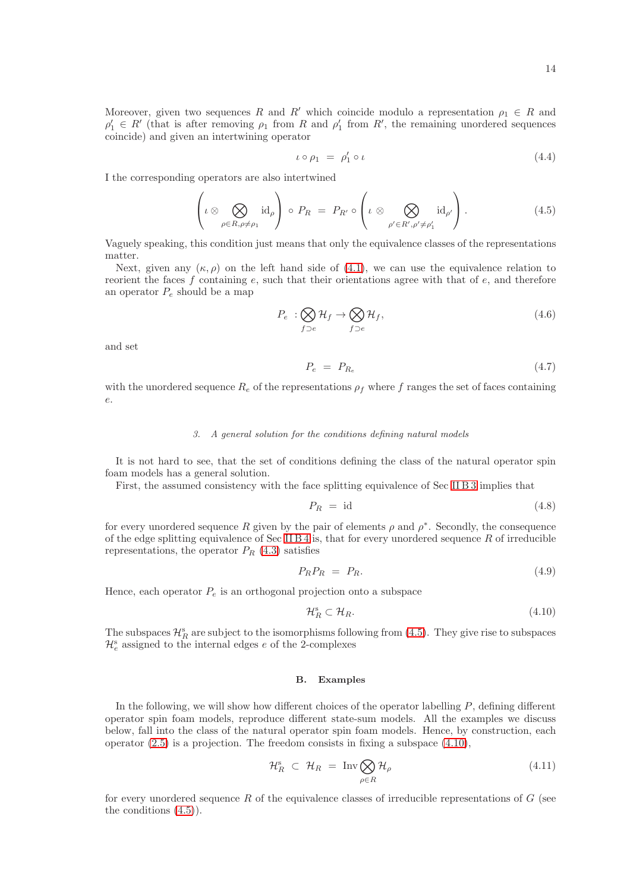Moreover, given two sequences $R$ and $R'$ which coincide modulo a representation $\rho_1 \in R$ and $\rho_1' \in R'$ (that is after removing $\rho_1$ from $R$ and $\rho_1'$ from $R'$, the remaining unordered sequences coincide) and given an intertwining operator

$$\iota \circ \rho_1 \;=\; \rho_1' \circ \iota \tag{4.4}$$

I the corresponding operators are also intertwined

$$\left(\iota \otimes \bigotimes_{\rho\in R, \rho\neq\rho_1} \mathrm{id}_\rho\right) \circ P_R \;=\; P_{R'} \circ \left(\iota \otimes \bigotimes_{\rho'\in R', \rho'\neq\rho_1'} \mathrm{id}_{\rho'}\right). \tag{4.5}$$

Vaguely speaking, this condition just means that only the equivalence classes of the representations matter.

Next, given any $(\kappa, \rho)$ on the left hand side of (4.1), we can use the equivalence relation to reorient the faces $f$ containing $e$, such that their orientations agree with that of $e$, and therefore an operator $P_e$ should be a map

$$P_e \;: \bigotimes_{f\supset e} \mathcal{H}_f \to \bigotimes_{f\supset e} \mathcal{H}_f, \tag{4.6}$$

and set

$$P_e \;=\; P_{R_e} \tag{4.7}$$

with the unordered sequence $R_e$ of the representations $\rho_f$ where $f$ ranges the set of faces containing $e$.

#### 3. *A general solution for the conditions defining natural models*

It is not hard to see, that the set of conditions defining the class of the natural operator spin foam models has a general solution.

First, the assumed consistency with the face splitting equivalence of Sec II B 3 implies that

$$P_R \;=\; \mathrm{id} \tag{4.8}$$

for every unordered sequence $R$ given by the pair of elements $\rho$ and $\rho^*$. Secondly, the consequence of the edge splitting equivalence of Sec II B 4 is, that for every unordered sequence $R$ of irreducible representations, the operator $P_R$ (4.3) satisfies

$$P_R P_R \;=\; P_R. \tag{4.9}$$

Hence, each operator $P_e$ is an orthogonal projection onto a subspace

$$\mathcal{H}^{\mathrm{s}}_R \subset \mathcal{H}_R. \tag{4.10}$$

The subspaces $\mathcal{H}^{\mathrm{s}}_R$ are subject to the isomorphisms following from (4.5). They give rise to subspaces $\mathcal{H}^{\mathrm{s}}_e$ assigned to the internal edges $e$ of the 2-complexes

### B. Examples

In the following, we will show how different choices of the operator labelling $P$, defining different operator spin foam models, reproduce different state-sum models. All the examples we discuss below, fall into the class of the natural operator spin foam models. Hence, by construction, each operator (2.5) is a projection. The freedom consists in fixing a subspace (4.10),

$$\mathcal{H}^{\mathrm{s}}_R \;\subset\; \mathcal{H}_R \;=\; \mathrm{Inv} \bigotimes_{\rho\in R} \mathcal{H}_\rho \tag{4.11}$$

for every unordered sequence $R$ of the equivalence classes of irreducible representations of $G$ (see the conditions (4.5)).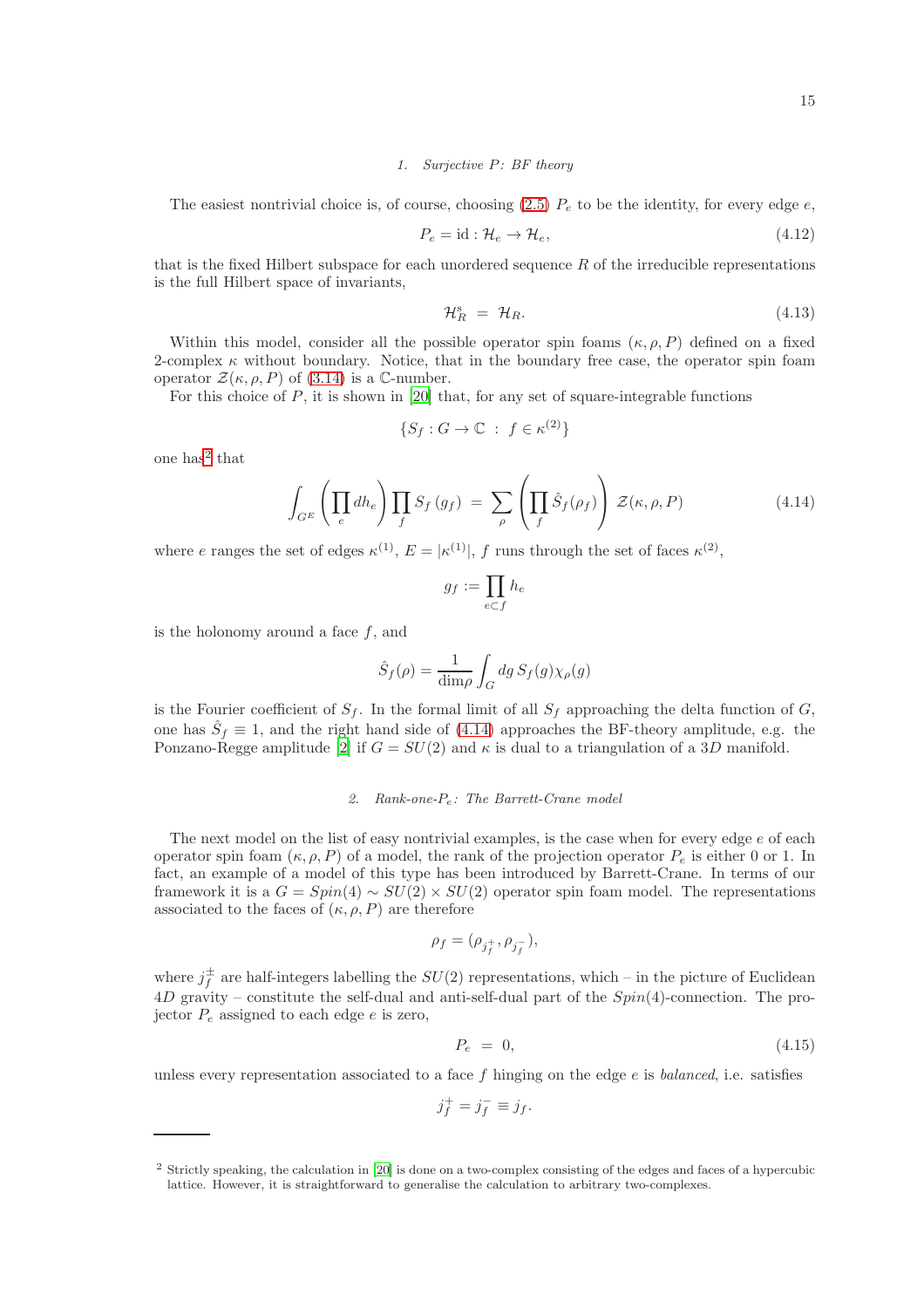### 1. Surjective P: BF theory

The easiest nontrivial choice is, of course, choosing (2.5) $P_e$ to be the identity, for every edge $e$,

$$P_e = \mathrm{id} : \mathcal{H}_e \to \mathcal{H}_e, \tag{4.12}$$

that is the fixed Hilbert subspace for each unordered sequence $R$ of the irreducible representations is the full Hilbert space of invariants,

$$\mathcal{H}^{\mathrm{s}}_R \;=\; \mathcal{H}_R. \tag{4.13}$$

Within this model, consider all the possible operator spin foams $(\kappa, \rho, P)$ defined on a fixed 2-complex $\kappa$ without boundary. Notice, that in the boundary free case, the operator spin foam operator $\mathcal{Z}(\kappa, \rho, P)$ of (3.14) is a $\mathbb{C}$-number.

For this choice of $P$, it is shown in [20] that, for any set of square-integrable functions

$$\{S_f : G \to \mathbb{C} \;:\; f \in \kappa^{(2)}\}$$

one has[2] that

$$\int_{G^E} \left(\prod_e dh_e\right) \prod_f S_f\left(g_f\right) \;=\; \sum_\rho \left(\prod_f \hat{S}_f(\rho_f)\right) \; \mathcal{Z}(\kappa, \rho, P) \tag{4.14}$$

where $e$ ranges the set of edges $\kappa^{(1)}$, $E = |\kappa^{(1)}|$, $f$ runs through the set of faces $\kappa^{(2)}$,

$$g_f := \prod_{e \subset f} h_e$$

is the holonomy around a face $f$, and

$$\hat{S}_f(\rho) = \frac{1}{\mathrm{dim}\rho} \int_G dg \, S_f(g) \chi_\rho(g)$$

is the Fourier coefficient of $S_f$. In the formal limit of all $S_f$ approaching the delta function of $G$, one has $\hat{S}_f \equiv 1$, and the right hand side of (4.14) approaches the BF-theory amplitude, e.g. the Ponzano-Regge amplitude [2] if $G = SU(2)$ and $\kappa$ is dual to a triangulation of a $3D$ manifold.

### 2. Rank-one-$P_e$: The Barrett-Crane model

The next model on the list of easy nontrivial examples, is the case when for every edge $e$ of each operator spin foam $(\kappa, \rho, P)$ of a model, the rank of the projection operator $P_e$ is either 0 or 1. In fact, an example of a model of this type has been introduced by Barrett-Crane. In terms of our framework it is a $G = Spin(4) \sim SU(2) \times SU(2)$ operator spin foam model. The representations associated to the faces of $(\kappa, \rho, P)$ are therefore

$$\rho_f = (\rho_{j_f^+}, \rho_{j_f^-}),$$

where $j_f^\pm$ are half-integers labelling the $SU(2)$ representations, which – in the picture of Euclidean $4D$ gravity – constitute the self-dual and anti-self-dual part of the $Spin(4)$-connection. The projector $P_e$ assigned to each edge $e$ is zero,

$$P_e \;=\; 0, \tag{4.15}$$

unless every representation associated to a face $f$ hinging on the edge $e$ is *balanced*, i.e. satisfies

$$j_f^+ = j_f^- \equiv j_f.$$

---

[2] Strictly speaking, the calculation in [20] is done on a two-complex consisting of the edges and faces of a hypercubic lattice. However, it is straightforward to generalise the calculation to arbitrary two-complexes.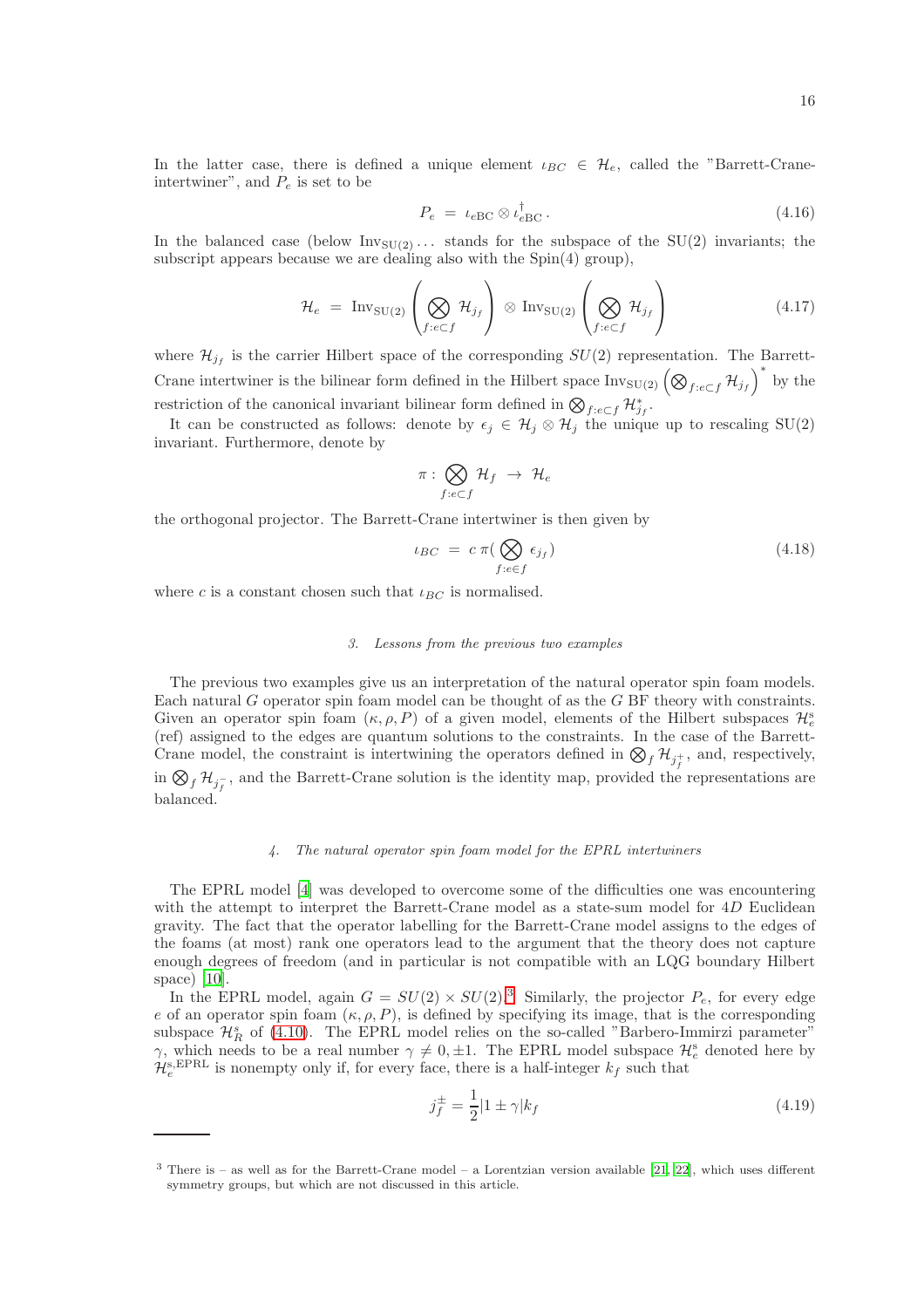In the latter case, there is defined a unique element $\iota_{BC} \in \mathcal{H}_e$, called the "Barrett-Crane-intertwiner", and $P_e$ is set to be

$$P_e \;=\; \iota_{e\mathrm{BC}} \otimes \iota_{e\mathrm{BC}}^{\dagger}\,. \tag{4.16}$$

In the balanced case (below $\mathrm{Inv}_{\mathrm{SU}(2)}\ldots$ stands for the subspace of the SU(2) invariants; the subscript appears because we are dealing also with the Spin(4) group),

$$\mathcal{H}_e \;=\; \mathrm{Inv}_{\mathrm{SU}(2)}\left(\bigotimes_{f:e\subset f}\mathcal{H}_{j_f}\right) \otimes \mathrm{Inv}_{\mathrm{SU}(2)}\left(\bigotimes_{f:e\subset f}\mathcal{H}_{j_f}\right) \tag{4.17}$$

where $\mathcal{H}_{j_f}$ is the carrier Hilbert space of the corresponding $SU(2)$ representation. The Barrett-Crane intertwiner is the bilinear form defined in the Hilbert space $\mathrm{Inv}_{\mathrm{SU}(2)}\left(\bigotimes_{f:e\subset f}\mathcal{H}_{j_f}\right)^*$ by the restriction of the canonical invariant bilinear form defined in $\bigotimes_{f:e\subset f}\mathcal{H}^*_{j_f}$.

It can be constructed as follows: denote by $\epsilon_j \in \mathcal{H}_j \otimes \mathcal{H}_j$ the unique up to rescaling SU(2) invariant. Furthermore, denote by

$$\pi:\bigotimes_{f:e\subset f}\mathcal{H}_f \;\to\; \mathcal{H}_e$$

the orthogonal projector. The Barrett-Crane intertwiner is then given by

$$\iota_{BC} \;=\; c\,\pi\big(\bigotimes_{f:e\in f}\epsilon_{j_f}\big) \tag{4.18}$$

where $c$ is a constant chosen such that $\iota_{BC}$ is normalised.

### 3. *Lessons from the previous two examples*

The previous two examples give us an interpretation of the natural operator spin foam models. Each natural $G$ operator spin foam model can be thought of as the $G$ BF theory with constraints. Given an operator spin foam $(\kappa, \rho, P)$ of a given model, elements of the Hilbert subspaces $\mathcal{H}^{\mathrm{s}}_e$ (ref) assigned to the edges are quantum solutions to the constraints. In the case of the Barrett-Crane model, the constraint is intertwining the operators defined in $\bigotimes_f \mathcal{H}_{j_f^+}$, and, respectively, in $\bigotimes_f \mathcal{H}_{j_f^-}$, and the Barrett-Crane solution is the identity map, provided the representations are balanced.

### 4. *The natural operator spin foam model for the EPRL intertwiners*

The EPRL model [4] was developed to overcome some of the difficulties one was encountering with the attempt to interpret the Barrett-Crane model as a state-sum model for $4D$ Euclidean gravity. The fact that the operator labelling for the Barrett-Crane model assigns to the edges of the foams (at most) rank one operators lead to the argument that the theory does not capture enough degrees of freedom (and in particular is not compatible with an LQG boundary Hilbert space) [10].

In the EPRL model, again $G = SU(2) \times SU(2)$.[3] Similarly, the projector $P_e$, for every edge $e$ of an operator spin foam $(\kappa, \rho, P)$, is defined by specifying its image, that is the corresponding subspace $\mathcal{H}^s_R$ of (4.10). The EPRL model relies on the so-called "Barbero-Immirzi parameter" $\gamma$, which needs to be a real number $\gamma \neq 0, \pm 1$. The EPRL model subspace $\mathcal{H}^{\mathrm{s}}_e$ denoted here by $\mathcal{H}^{\mathrm{s,EPRL}}_e$ is nonempty only if, for every face, there is a half-integer $k_f$ such that

$$j^{\pm}_f = \frac{1}{2}|1 \pm \gamma|k_f \tag{4.19}$$

[3] There is – as well as for the Barrett-Crane model – a Lorentzian version available [21, 22], which uses different symmetry groups, but which are not discussed in this article.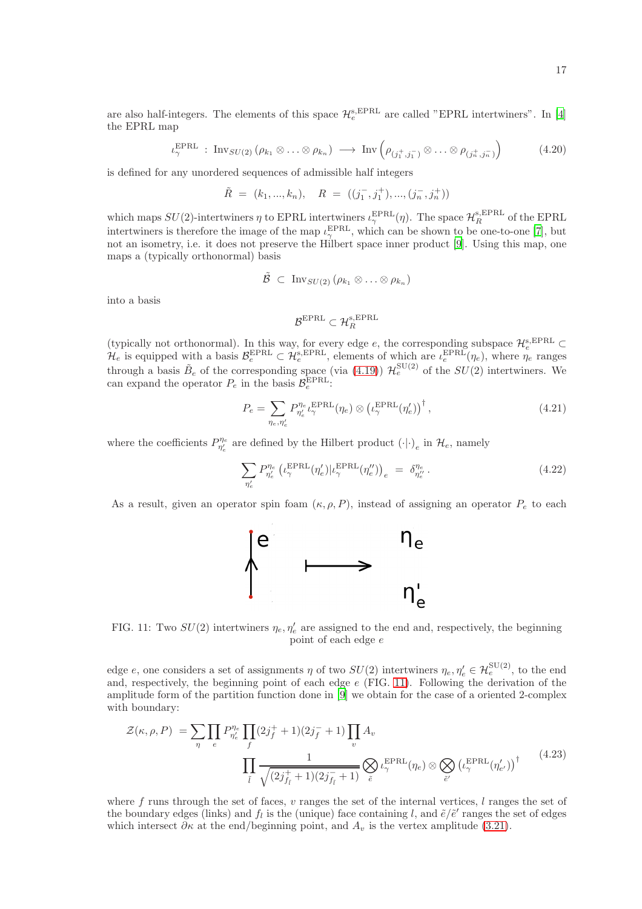are also half-integers. The elements of this space $\mathcal{H}_e^{\mathrm{s,EPRL}}$ are called "EPRL intertwiners". In [4] the EPRL map

$$\iota_\gamma^{\mathrm{EPRL}} \; : \; \mathrm{Inv}_{SU(2)} \left( \rho_{k_1} \otimes \ldots \otimes \rho_{k_n} \right) \; \longrightarrow \; \mathrm{Inv} \left( \rho_{(j_1^+, j_1^-)} \otimes \ldots \otimes \rho_{(j_n^+, j_n^-)} \right) \tag{4.20}$$

is defined for any unordered sequences of admissible half integers

$$\tilde{R} \; = \; (k_1, ..., k_n), \quad R \; = \; ((j_1^-, j_1^+), ..., (j_n^-, j_n^+))$$

which maps $SU(2)$-intertwiners $\eta$ to EPRL intertwiners $\iota_\gamma^{\mathrm{EPRL}}(\eta)$. The space $\mathcal{H}_R^{\mathrm{s,EPRL}}$ of the EPRL intertwiners is therefore the image of the map $\iota_\gamma^{\mathrm{EPRL}}$, which can be shown to be one-to-one [7], but not an isometry, i.e. it does not preserve the Hilbert space inner product [9]. Using this map, one maps a (typically orthonormal) basis

$$\tilde{\mathcal{B}} \; \subset \; \mathrm{Inv}_{SU(2)} \left( \rho_{k_1} \otimes \ldots \otimes \rho_{k_n} \right)$$

into a basis

$$\mathcal{B}^{\mathrm{EPRL}} \subset \mathcal{H}_R^{\mathrm{s,EPRL}}$$

(typically not orthonormal). In this way, for every edge $e$, the corresponding subspace $\mathcal{H}_e^{\mathrm{s,EPRL}} \subset \mathcal{H}_e$ is equipped with a basis $\mathcal{B}_e^{\mathrm{EPRL}} \subset \mathcal{H}_e^{\mathrm{s,EPRL}}$, elements of which are $\iota_e^{\mathrm{EPRL}}(\eta_e)$, where $\eta_e$ ranges through a basis $\tilde{B}_e$ of the corresponding space (via (4.19)) $\mathcal{H}_e^{\mathrm{SU(2)}}$ of the $SU(2)$ intertwiners. We can expand the operator $P_e$ in the basis $\mathcal{B}_e^{\mathrm{EPRL}}$:

$$P_e = \sum_{\eta_e, \eta_e'} P_{\eta_e'}^{\eta_e} \iota_\gamma^{\mathrm{EPRL}}(\eta_e) \otimes \left( \iota_\gamma^{\mathrm{EPRL}}(\eta_e') \right)^\dagger, \tag{4.21}$$

where the coefficients $P_{\eta_e'}^{\eta_e}$ are defined by the Hilbert product $(\cdot|\cdot)_e$ in $\mathcal{H}_e$, namely

$$\sum_{\eta_e'} P_{\eta_e'}^{\eta_e} \left( \iota_\gamma^{\mathrm{EPRL}}(\eta_e') | \iota_\gamma^{\mathrm{EPRL}}(\eta_e'') \right)_e \; = \; \delta_{\eta_e''}^{\eta_e} . \tag{4.22}$$

As a result, given an operator spin foam $(\kappa, \rho, P)$, instead of assigning an operator $P_e$ to each

FIG. 11: Two $SU(2)$ intertwiners $\eta_e, \eta_e'$ are assigned to the end and, respectively, the beginning point of each edge $e$

edge $e$, one considers a set of assignments $\eta$ of two $SU(2)$ intertwiners $\eta_e, \eta_e' \in \mathcal{H}_e^{\mathrm{SU(2)}}$, to the end and, respectively, the beginning point of each edge $e$ (FIG. 11). Following the derivation of the amplitude form of the partition function done in [9] we obtain for the case of a oriented 2-complex with boundary:

$$\begin{aligned} \mathcal{Z}(\kappa, \rho, P) \; &= \sum_\eta \prod_e P_{\eta_e'}^{\eta_e} \prod_f (2j_f^+ + 1)(2j_f^- + 1) \prod_v A_v \\ &\prod_{\tilde{l}} \frac{1}{\sqrt{(2j_{f_{\tilde{l}}}^+ + 1)(2j_{f_{\tilde{l}}}^- + 1)}} \bigotimes_{\tilde{e}} \iota_\gamma^{\mathrm{EPRL}}(\eta_e) \otimes \bigotimes_{\tilde{e}'} \left( \iota_\gamma^{\mathrm{EPRL}}(\eta_{e'}') \right)^\dagger \end{aligned} \tag{4.23}$$

where $f$ runs through the set of faces, $v$ ranges the set of the internal vertices, $l$ ranges the set of the boundary edges (links) and $f_l$ is the (unique) face containing $l$, and $\tilde{e}/\tilde{e}'$ ranges the set of edges which intersect $\partial\kappa$ at the end/beginning point, and $A_v$ is the vertex amplitude (3.21).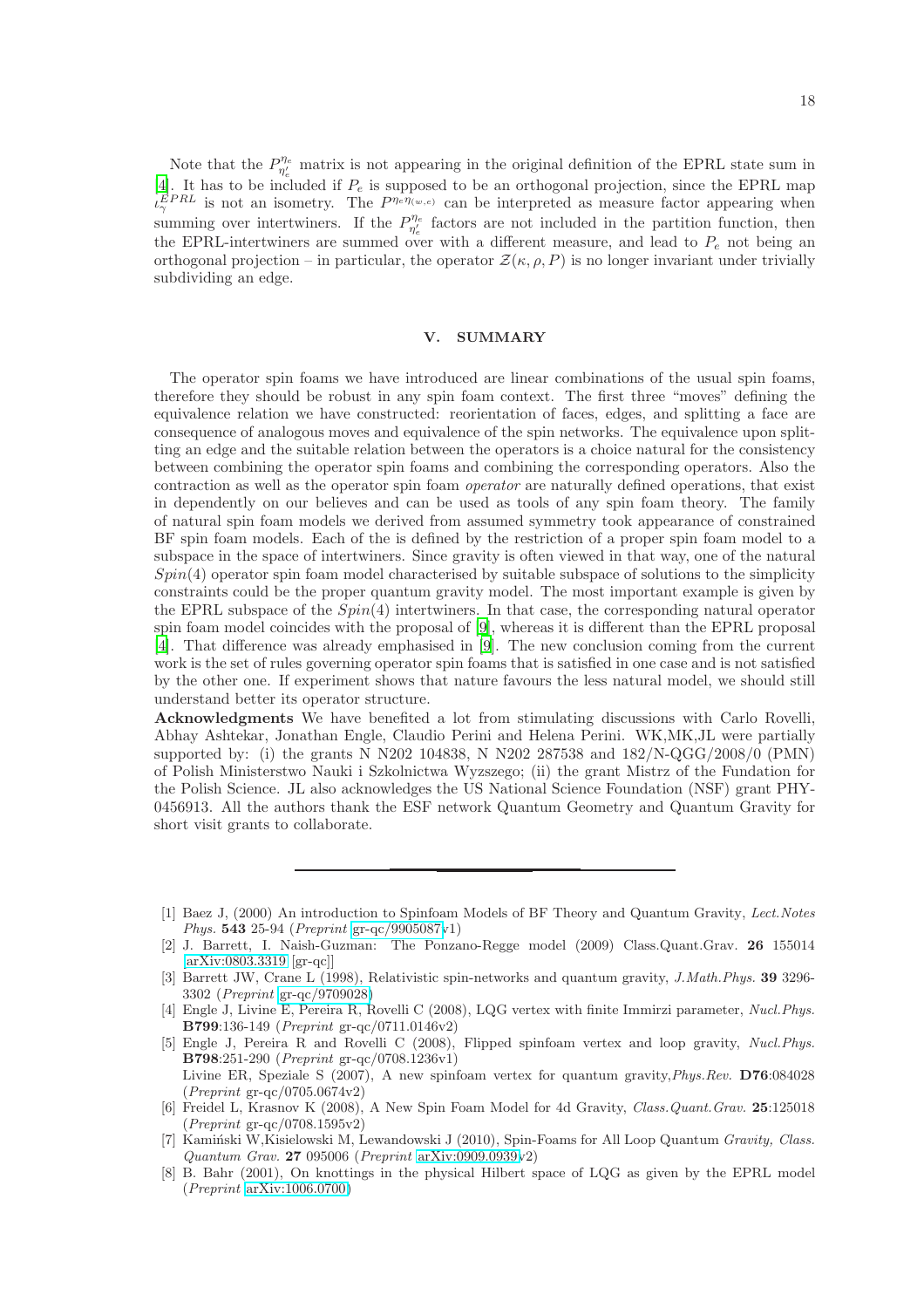Note that the $P^{\eta_e}_{\eta'_e}$ matrix is not appearing in the original definition of the EPRL state sum in [4]. It has to be included if $P_e$ is supposed to be an orthogonal projection, since the EPRL map $\iota^{EPRL}_\gamma$ is not an isometry. The $P^{\eta_e \eta_{(w,e)}}$ can be interpreted as measure factor appearing when summing over intertwiners. If the $P^{\eta_e}_{\eta'_e}$ factors are not included in the partition function, then the EPRL-intertwiners are summed over with a different measure, and lead to $P_e$ not being an orthogonal projection – in particular, the operator $\mathcal{Z}(\kappa, \rho, P)$ is no longer invariant under trivially subdividing an edge.

## V. SUMMARY

The operator spin foams we have introduced are linear combinations of the usual spin foams, therefore they should be robust in any spin foam context. The first three "moves" defining the equivalence relation we have constructed: reorientation of faces, edges, and splitting a face are consequence of analogous moves and equivalence of the spin networks. The equivalence upon splitting an edge and the suitable relation between the operators is a choice natural for the consistency between combining the operator spin foams and combining the corresponding operators. Also the contraction as well as the operator spin foam *operator* are naturally defined operations, that exist in dependently on our believes and can be used as tools of any spin foam theory. The family of natural spin foam models we derived from assumed symmetry took appearance of constrained BF spin foam models. Each of the is defined by the restriction of a proper spin foam model to a subspace in the space of intertwiners. Since gravity is often viewed in that way, one of the natural $Spin(4)$ operator spin foam model characterised by suitable subspace of solutions to the simplicity constraints could be the proper quantum gravity model. The most important example is given by the EPRL subspace of the $Spin(4)$ intertwiners. In that case, the corresponding natural operator spin foam model coincides with the proposal of [9], whereas it is different than the EPRL proposal [4]. That difference was already emphasised in [9]. The new conclusion coming from the current work is the set of rules governing operator spin foams that is satisfied in one case and is not satisfied by the other one. If experiment shows that nature favours the less natural model, we should still understand better its operator structure.

**Acknowledgments** We have benefited a lot from stimulating discussions with Carlo Rovelli, Abhay Ashtekar, Jonathan Engle, Claudio Perini and Helena Perini. WK,MK,JL were partially supported by: (i) the grants N N202 104838, N N202 287538 and 182/N-QGG/2008/0 (PMN) of Polish Ministerstwo Nauki i Szkolnictwa Wyzszego; (ii) the grant Mistrz of the Fundation for the Polish Science. JL also acknowledges the US National Science Foundation (NSF) grant PHY-0456913. All the authors thank the ESF network Quantum Geometry and Quantum Gravity for short visit grants to collaborate.

---

[1] Baez J, (2000) An introduction to Spinfoam Models of BF Theory and Quantum Gravity, *Lect.Notes Phys.* **543** 25-94 (*Preprint* gr-qc/9905087v1)

[2] J. Barrett, I. Naish-Guzman: The Ponzano-Regge model (2009) Class.Quant.Grav. **26** 155014 [arXiv:0803.3319 [gr-qc]]

[3] Barrett JW, Crane L (1998), Relativistic spin-networks and quantum gravity, *J.Math.Phys.* **39** 3296-3302 (*Preprint* gr-qc/9709028)

[4] Engle J, Livine E, Pereira R, Rovelli C (2008), LQG vertex with finite Immirzi parameter, *Nucl.Phys.* **B799**:136-149 (*Preprint* gr-qc/0711.0146v2)

[5] Engle J, Pereira R and Rovelli C (2008), Flipped spinfoam vertex and loop gravity, *Nucl.Phys.* **B798**:251-290 (*Preprint* gr-qc/0708.1236v1)
Livine ER, Speziale S (2007), A new spinfoam vertex for quantum gravity,*Phys.Rev.* **D76**:084028 (*Preprint* gr-qc/0705.0674v2)

[6] Freidel L, Krasnov K (2008), A New Spin Foam Model for 4d Gravity, *Class.Quant.Grav.* **25**:125018 (*Preprint* gr-qc/0708.1595v2)

[7] Kamiński W,Kisielowski M, Lewandowski J (2010), Spin-Foams for All Loop Quantum *Gravity, Class. Quantum Grav.* **27** 095006 (*Preprint* arXiv:0909.0939v2)

[8] B. Bahr (2001), On knottings in the physical Hilbert space of LQG as given by the EPRL model (*Preprint* arXiv:1006.0700)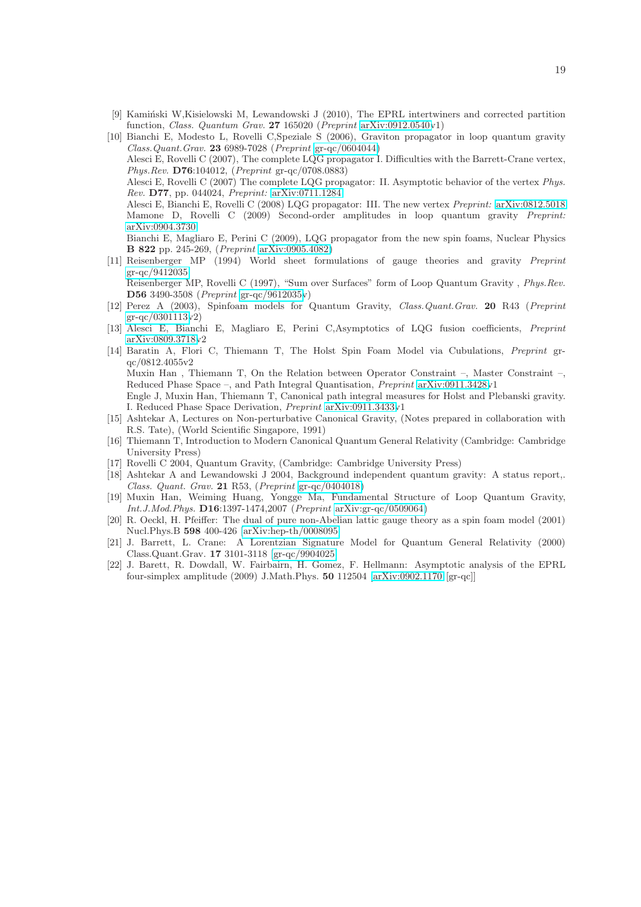[9] Kamiński W,Kisielowski M, Lewandowski J (2010), The EPRL intertwiners and corrected partition function, *Class. Quantum Grav.* **27** 165020 (*Preprint* arXiv:0912.0540v1)

[10] Bianchi E, Modesto L, Rovelli C,Speziale S (2006), Graviton propagator in loop quantum gravity *Class.Quant.Grav.* **23** 6989-7028 (*Preprint* gr-qc/0604044)
Alesci E, Rovelli C (2007), The complete LQG propagator I. Difficulties with the Barrett-Crane vertex, *Phys.Rev.* **D76**:104012, (*Preprint* gr-qc/0708.0883)
Alesci E, Rovelli C (2007) The complete LQG propagator: II. Asymptotic behavior of the vertex *Phys. Rev.* **D77**, pp. 044024, *Preprint:* arXiv:0711.1284
Alesci E, Bianchi E, Rovelli C (2008) LQG propagator: III. The new vertex *Preprint:* arXiv:0812.5018
Mamone D, Rovelli C (2009) Second-order amplitudes in loop quantum gravity *Preprint:* arXiv:0904.3730
Bianchi E, Magliaro E, Perini C (2009), LQG propagator from the new spin foams, Nuclear Physics **B 822** pp. 245-269, (*Preprint* arXiv:0905.4082)

[11] Reisenberger MP (1994) World sheet formulations of gauge theories and gravity *Preprint* gr-qc/9412035
Reisenberger MP, Rovelli C (1997), "Sum over Surfaces" form of Loop Quantum Gravity , *Phys.Rev.* **D56** 3490-3508 (*Preprint* gr-qc/9612035v)

[12] Perez A (2003), Spinfoam models for Quantum Gravity, *Class.Quant.Grav.* **20** R43 (*Preprint* gr-qc/0301113v2)

[13] Alesci E, Bianchi E, Magliaro E, Perini C,Asymptotics of LQG fusion coefficients, *Preprint* arXiv:0809.3718v2

[14] Baratin A, Flori C, Thiemann T, The Holst Spin Foam Model via Cubulations, *Preprint* gr-qc/0812.4055v2
Muxin Han , Thiemann T, On the Relation between Operator Constraint –, Master Constraint –, Reduced Phase Space –, and Path Integral Quantisation, *Preprint* arXiv:0911.3428v1
Engle J, Muxin Han, Thiemann T, Canonical path integral measures for Holst and Plebanski gravity. I. Reduced Phase Space Derivation, *Preprint* arXiv:0911.3433v1

[15] Ashtekar A, Lectures on Non-perturbative Canonical Gravity, (Notes prepared in collaboration with R.S. Tate), (World Scientific Singapore, 1991)

[16] Thiemann T, Introduction to Modern Canonical Quantum General Relativity (Cambridge: Cambridge University Press)

[17] Rovelli C 2004, Quantum Gravity, (Cambridge: Cambridge University Press)

[18] Ashtekar A and Lewandowski J 2004, Background independent quantum gravity: A status report,. *Class. Quant. Grav.* **21** R53, (*Preprint* gr-qc/0404018)

[19] Muxin Han, Weiming Huang, Yongge Ma, Fundamental Structure of Loop Quantum Gravity, *Int.J.Mod.Phys.* **D16**:1397-1474,2007 (*Preprint* arXiv:gr-qc/0509064)

[20] R. Oeckl, H. Pfeiffer: The dual of pure non-Abelian lattic gauge theory as a spin foam model (2001) Nucl.Phys.B **598** 400-426 [arXiv:hep-th/0008095]

[21] J. Barrett, L. Crane: A Lorentzian Signature Model for Quantum General Relativity (2000) Class.Quant.Grav. **17** 3101-3118 [gr-qc/9904025]

[22] J. Barett, R. Dowdall, W. Fairbairn, H. Gomez, F. Hellmann: Asymptotic analysis of the EPRL four-simplex amplitude (2009) J.Math.Phys. **50** 112504 [arXiv:0902.1170 [gr-qc]]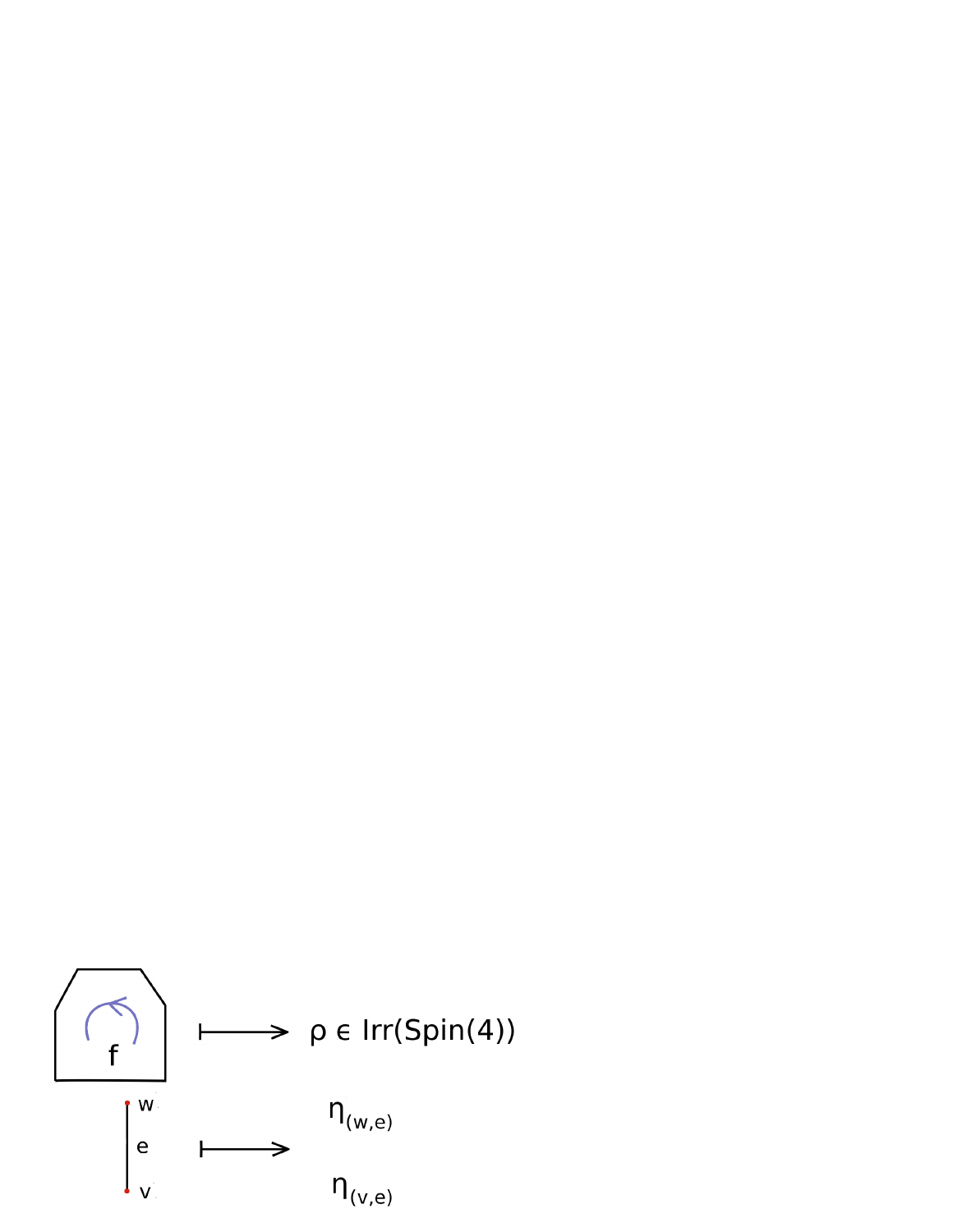f $\longmapsto$ $\rho \in \mathrm{Irr}(\mathrm{Spin}(4))$

w

e $\longmapsto$ $\eta_{(w,e)}$

v

$\eta_{(v,e)}$